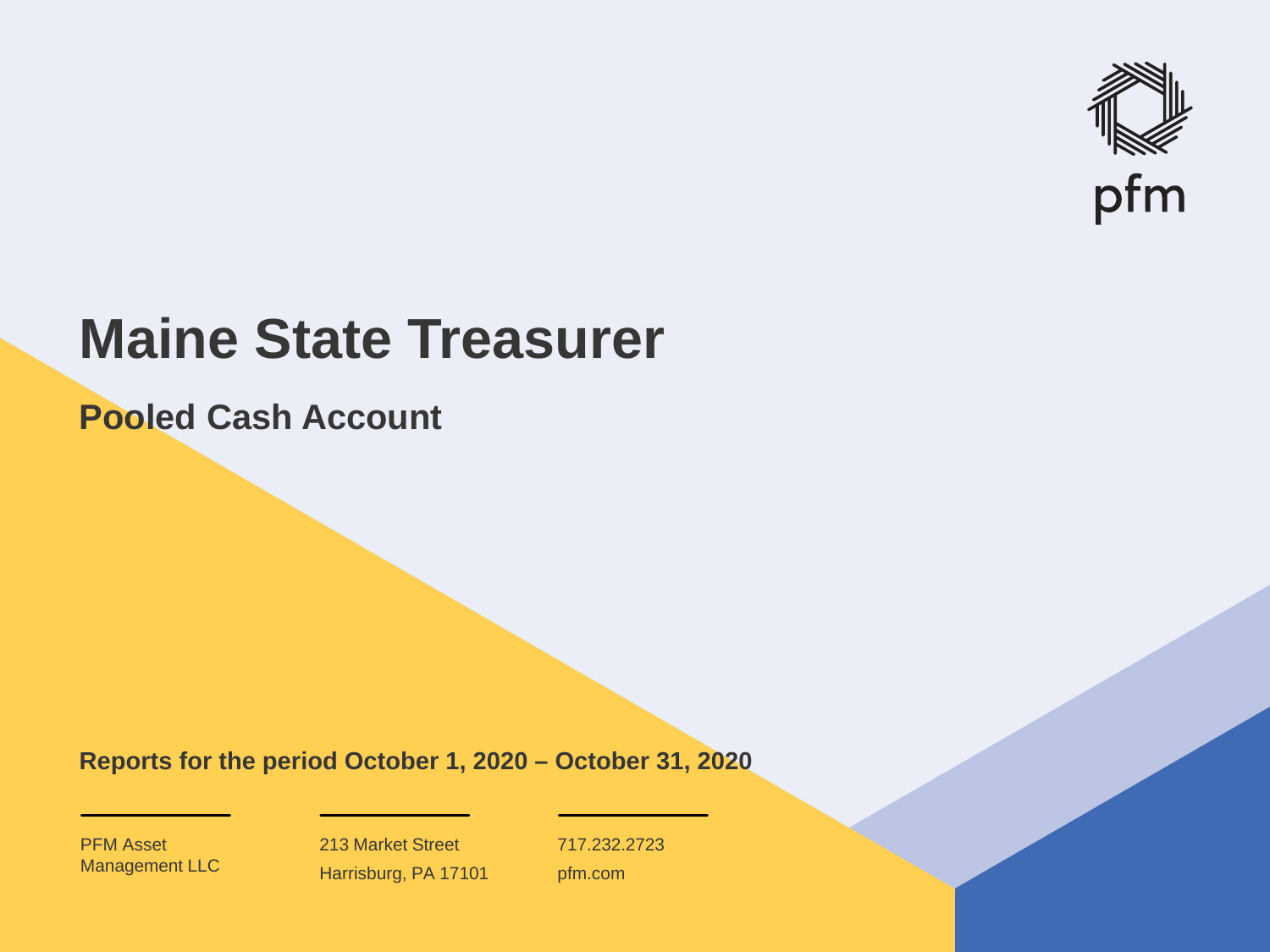pfm

# Maine State Treasurer

## Pooled Cash Account

**Reports for the period October 1, 2020 – October 31, 2020**

PFM Asset Management LLC

213 Market Street
Harrisburg, PA 17101

717.232.2723
pfm.com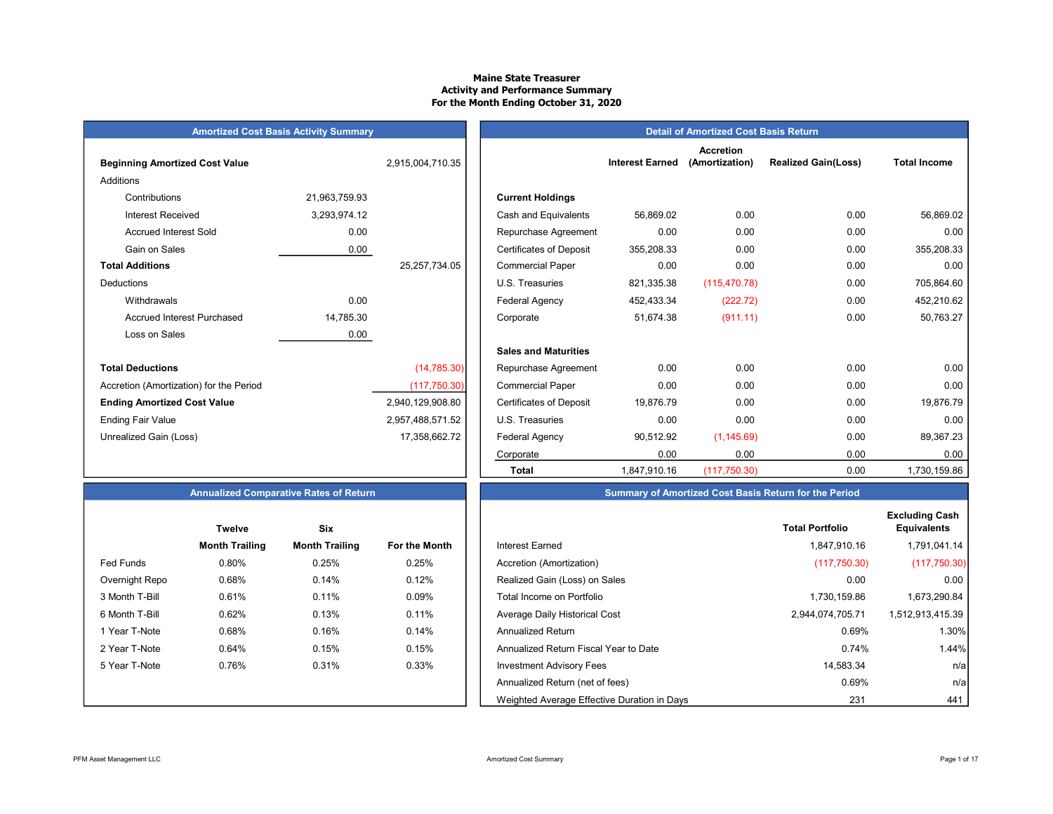**Maine State Treasurer**
**Activity and Performance Summary**
**For the Month Ending October 31, 2020**

## Amortized Cost Basis Activity Summary

| | | |
|---|---|---|
| **Beginning Amortized Cost Value** | | 2,915,004,710.35 |
| Additions | | |
| Contributions | 21,963,759.93 | |
| Interest Received | 3,293,974.12 | |
| Accrued Interest Sold | 0.00 | |
| Gain on Sales | 0.00 | |
| **Total Additions** | | 25,257,734.05 |
| Deductions | | |
| Withdrawals | 0.00 | |
| Accrued Interest Purchased | 14,785.30 | |
| Loss on Sales | 0.00 | |
| **Total Deductions** | | (14,785.30) |
| Accretion (Amortization) for the Period | | (117,750.30) |
| **Ending Amortized Cost Value** | | 2,940,129,908.80 |
| Ending Fair Value | | 2,957,488,571.52 |
| Unrealized Gain (Loss) | | 17,358,662.72 |

## Detail of Amortized Cost Basis Return

| | Interest Earned | Accretion (Amortization) | Realized Gain(Loss) | Total Income |
|---|---|---|---|---|
| **Current Holdings** | | | | |
| Cash and Equivalents | 56,869.02 | 0.00 | 0.00 | 56,869.02 |
| Repurchase Agreement | 0.00 | 0.00 | 0.00 | 0.00 |
| Certificates of Deposit | 355,208.33 | 0.00 | 0.00 | 355,208.33 |
| Commercial Paper | 0.00 | 0.00 | 0.00 | 0.00 |
| U.S. Treasuries | 821,335.38 | (115,470.78) | 0.00 | 705,864.60 |
| Federal Agency | 452,433.34 | (222.72) | 0.00 | 452,210.62 |
| Corporate | 51,674.38 | (911.11) | 0.00 | 50,763.27 |
| **Sales and Maturities** | | | | |
| Repurchase Agreement | 0.00 | 0.00 | 0.00 | 0.00 |
| Commercial Paper | 0.00 | 0.00 | 0.00 | 0.00 |
| Certificates of Deposit | 19,876.79 | 0.00 | 0.00 | 19,876.79 |
| U.S. Treasuries | 0.00 | 0.00 | 0.00 | 0.00 |
| Federal Agency | 90,512.92 | (1,145.69) | 0.00 | 89,367.23 |
| Corporate | 0.00 | 0.00 | 0.00 | 0.00 |
| **Total** | 1,847,910.16 | (117,750.30) | 0.00 | 1,730,159.86 |

## Annualized Comparative Rates of Return

| | Twelve Month Trailing | Six Month Trailing | For the Month |
|---|---|---|---|
| Fed Funds | 0.80% | 0.25% | 0.25% |
| Overnight Repo | 0.68% | 0.14% | 0.12% |
| 3 Month T-Bill | 0.61% | 0.11% | 0.09% |
| 6 Month T-Bill | 0.62% | 0.13% | 0.11% |
| 1 Year T-Note | 0.68% | 0.16% | 0.14% |
| 2 Year T-Note | 0.64% | 0.15% | 0.15% |
| 5 Year T-Note | 0.76% | 0.31% | 0.33% |

## Summary of Amortized Cost Basis Return for the Period

| | Total Portfolio | Excluding Cash Equivalents |
|---|---|---|
| Interest Earned | 1,847,910.16 | 1,791,041.14 |
| Accretion (Amortization) | (117,750.30) | (117,750.30) |
| Realized Gain (Loss) on Sales | 0.00 | 0.00 |
| Total Income on Portfolio | 1,730,159.86 | 1,673,290.84 |
| Average Daily Historical Cost | 2,944,074,705.71 | 1,512,913,415.39 |
| Annualized Return | 0.69% | 1.30% |
| Annualized Return Fiscal Year to Date | 0.74% | 1.44% |
| Investment Advisory Fees | 14,583.34 | n/a |
| Annualized Return (net of fees) | 0.69% | n/a |
| Weighted Average Effective Duration in Days | 231 | 441 |

PFM Asset Management LLC — Amortized Cost Summary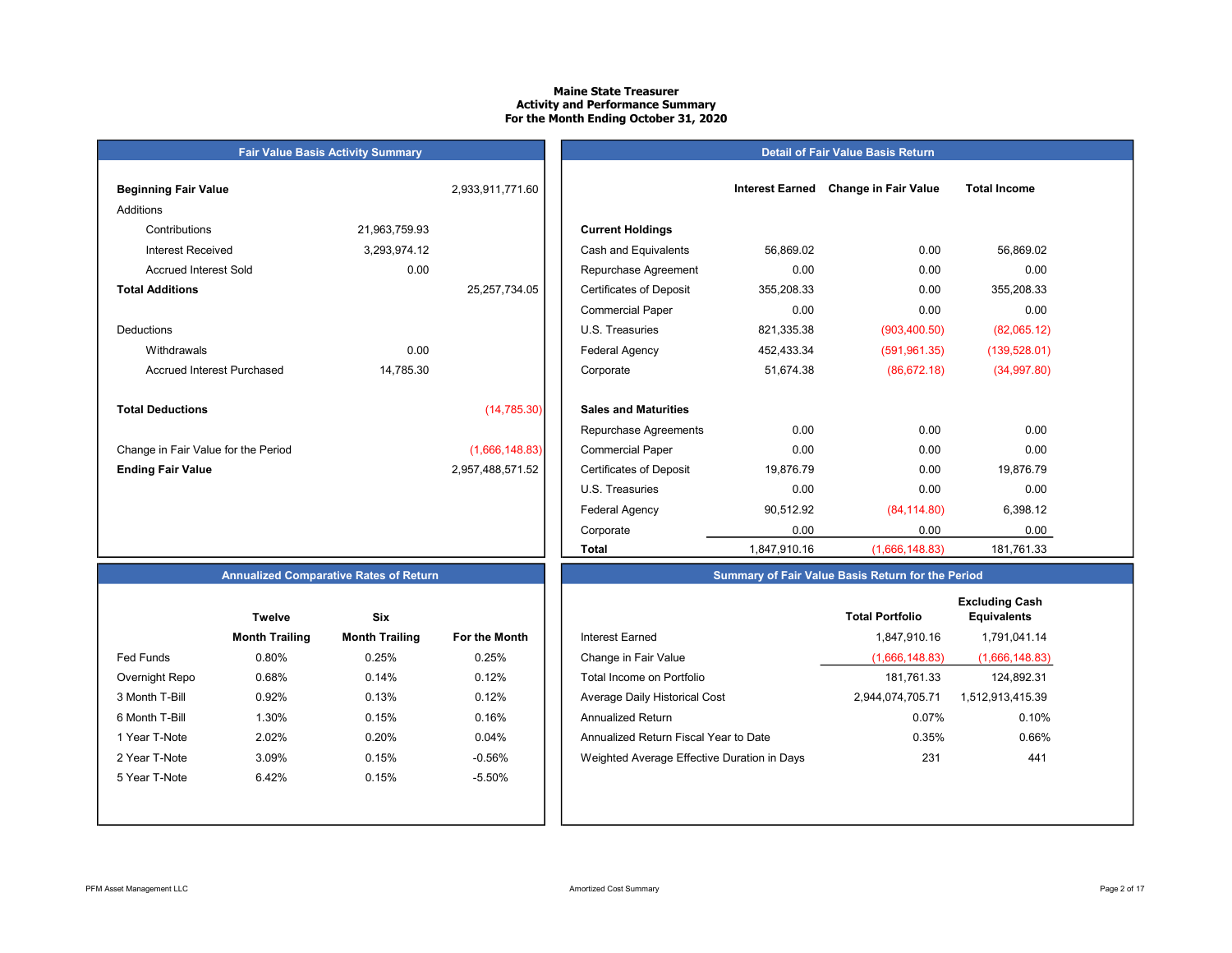# Maine State Treasurer
## Activity and Performance Summary
### For the Month Ending October 31, 2020

## Fair Value Basis Activity Summary

| | | |
|---|---|---|
| **Beginning Fair Value** | | 2,933,911,771.60 |
| Additions | | |
| Contributions | 21,963,759.93 | |
| Interest Received | 3,293,974.12 | |
| Accrued Interest Sold | 0.00 | |
| **Total Additions** | | 25,257,734.05 |
| Deductions | | |
| Withdrawals | 0.00 | |
| Accrued Interest Purchased | 14,785.30 | |
| **Total Deductions** | | (14,785.30) |
| Change in Fair Value for the Period | | (1,666,148.83) |
| **Ending Fair Value** | | 2,957,488,571.52 |

## Detail of Fair Value Basis Return

| | Interest Earned | Change in Fair Value | Total Income |
|---|---|---|---|
| **Current Holdings** | | | |
| Cash and Equivalents | 56,869.02 | 0.00 | 56,869.02 |
| Repurchase Agreement | 0.00 | 0.00 | 0.00 |
| Certificates of Deposit | 355,208.33 | 0.00 | 355,208.33 |
| Commercial Paper | 0.00 | 0.00 | 0.00 |
| U.S. Treasuries | 821,335.38 | (903,400.50) | (82,065.12) |
| Federal Agency | 452,433.34 | (591,961.35) | (139,528.01) |
| Corporate | 51,674.38 | (86,672.18) | (34,997.80) |
| **Sales and Maturities** | | | |
| Repurchase Agreements | 0.00 | 0.00 | 0.00 |
| Commercial Paper | 0.00 | 0.00 | 0.00 |
| Certificates of Deposit | 19,876.79 | 0.00 | 19,876.79 |
| U.S. Treasuries | 0.00 | 0.00 | 0.00 |
| Federal Agency | 90,512.92 | (84,114.80) | 6,398.12 |
| Corporate | 0.00 | 0.00 | 0.00 |
| **Total** | 1,847,910.16 | (1,666,148.83) | 181,761.33 |

## Annualized Comparative Rates of Return

| | Twelve Month Trailing | Six Month Trailing | For the Month |
|---|---|---|---|
| Fed Funds | 0.80% | 0.25% | 0.25% |
| Overnight Repo | 0.68% | 0.14% | 0.12% |
| 3 Month T-Bill | 0.92% | 0.13% | 0.12% |
| 6 Month T-Bill | 1.30% | 0.15% | 0.16% |
| 1 Year T-Note | 2.02% | 0.20% | 0.04% |
| 2 Year T-Note | 3.09% | 0.15% | -0.56% |
| 5 Year T-Note | 6.42% | 0.15% | -5.50% |

## Summary of Fair Value Basis Return for the Period

| | Total Portfolio | Excluding Cash Equivalents |
|---|---|---|
| Interest Earned | 1,847,910.16 | 1,791,041.14 |
| Change in Fair Value | (1,666,148.83) | (1,666,148.83) |
| Total Income on Portfolio | 181,761.33 | 124,892.31 |
| Average Daily Historical Cost | 2,944,074,705.71 | 1,512,913,415.39 |
| Annualized Return | 0.07% | 0.10% |
| Annualized Return Fiscal Year to Date | 0.35% | 0.66% |
| Weighted Average Effective Duration in Days | 231 | 441 |

PFM Asset Management LLC

Amortized Cost Summary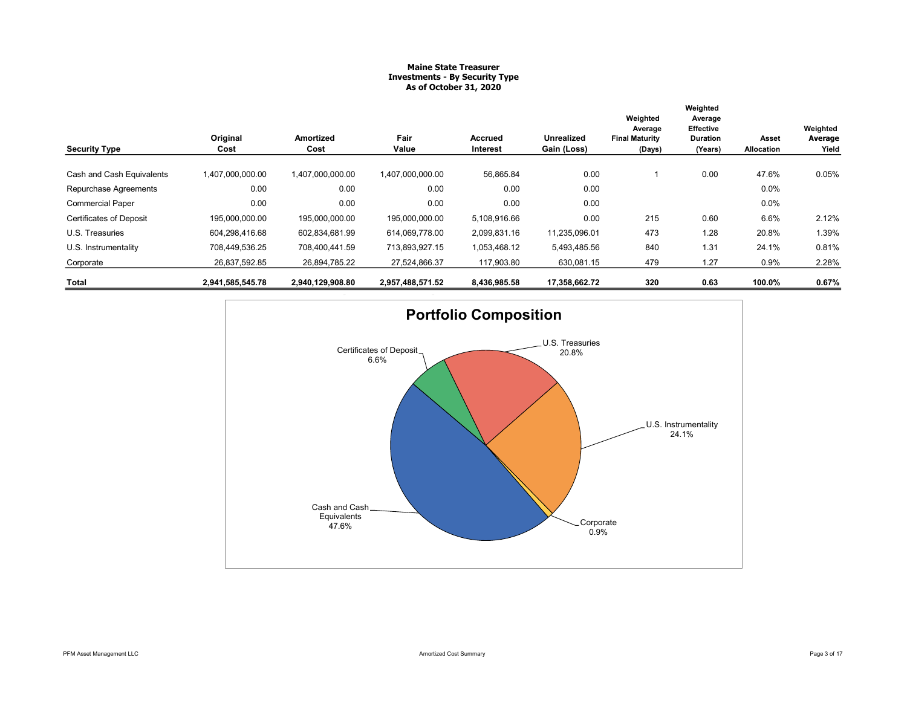# Maine State Treasurer
## Investments - By Security Type
### As of October 31, 2020

| Security Type | Original Cost | Amortized Cost | Fair Value | Accrued Interest | Unrealized Gain (Loss) | Weighted Average Final Maturity (Days) | Weighted Average Effective Duration (Years) | Asset Allocation | Weighted Average Yield |
|---|---|---|---|---|---|---|---|---|---|
| Cash and Cash Equivalents | 1,407,000,000.00 | 1,407,000,000.00 | 1,407,000,000.00 | 56,865.84 | 0.00 | 1 | 0.00 | 47.6% | 0.05% |
| Repurchase Agreements | 0.00 | 0.00 | 0.00 | 0.00 | 0.00 | | | 0.0% | |
| Commercial Paper | 0.00 | 0.00 | 0.00 | 0.00 | 0.00 | | | 0.0% | |
| Certificates of Deposit | 195,000,000.00 | 195,000,000.00 | 195,000,000.00 | 5,108,916.66 | 0.00 | 215 | 0.60 | 6.6% | 2.12% |
| U.S. Treasuries | 604,298,416.68 | 602,834,681.99 | 614,069,778.00 | 2,099,831.16 | 11,235,096.01 | 473 | 1.28 | 20.8% | 1.39% |
| U.S. Instrumentality | 708,449,536.25 | 708,400,441.59 | 713,893,927.15 | 1,053,468.12 | 5,493,485.56 | 840 | 1.31 | 24.1% | 0.81% |
| Corporate | 26,837,592.85 | 26,894,785.22 | 27,524,866.37 | 117,903.80 | 630,081.15 | 479 | 1.27 | 0.9% | 2.28% |
| **Total** | **2,941,585,545.78** | **2,940,129,908.80** | **2,957,488,571.52** | **8,436,985.58** | **17,358,662.72** | **320** | **0.63** | **100.0%** | **0.67%** |

## Portfolio Composition

- Cash and Cash Equivalents: 47.6%
- Certificates of Deposit: 6.6%
- U.S. Treasuries: 20.8%
- U.S. Instrumentality: 24.1%
- Corporate: 0.9%

Amortized Cost Summary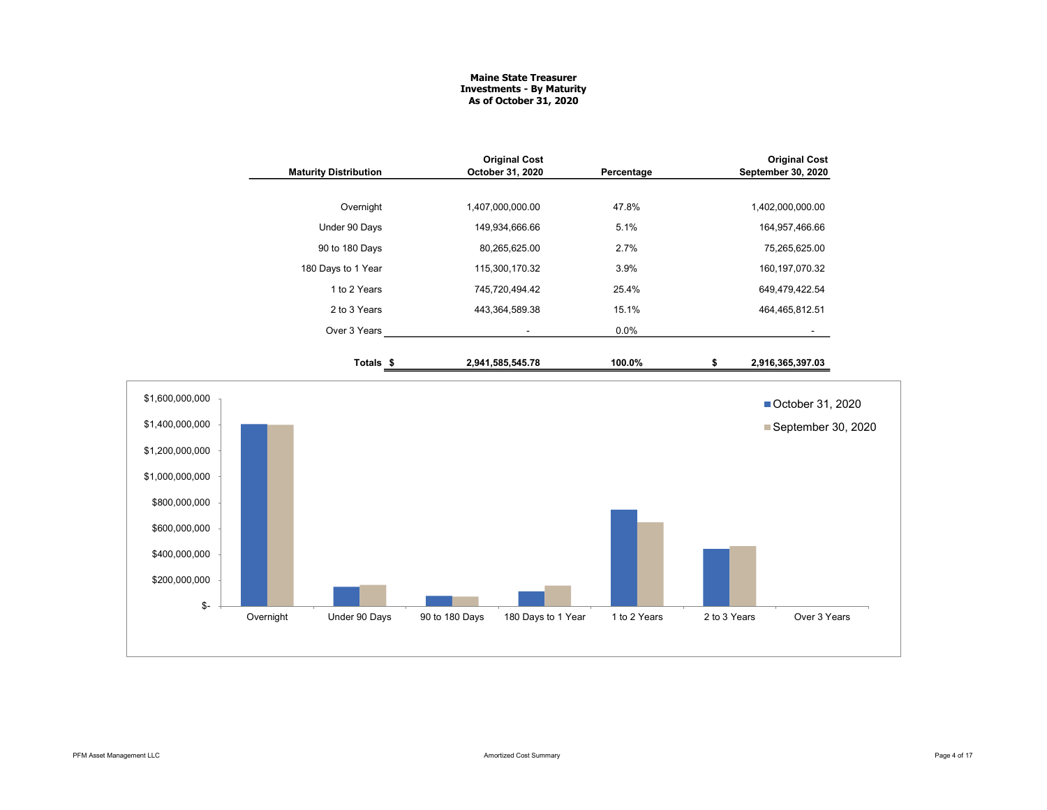# Maine State Treasurer
## Investments - By Maturity
### As of October 31, 2020

| Maturity Distribution | Original Cost October 31, 2020 | Percentage | Original Cost September 30, 2020 |
|---|---|---|---|
| Overnight | 1,407,000,000.00 | 47.8% | 1,402,000,000.00 |
| Under 90 Days | 149,934,666.66 | 5.1% | 164,957,466.66 |
| 90 to 180 Days | 80,265,625.00 | 2.7% | 75,265,625.00 |
| 180 Days to 1 Year | 115,300,170.32 | 3.9% | 160,197,070.32 |
| 1 to 2 Years | 745,720,494.42 | 25.4% | 649,479,422.54 |
| 2 to 3 Years | 443,364,589.38 | 15.1% | 464,465,812.51 |
| Over 3 Years | - | 0.0% | - |
| **Totals** | **$ 2,941,585,545.78** | **100.0%** | **$ 2,916,365,397.03** |

Chart legend: October 31, 2020; September 30, 2020

Y-axis: $-, $200,000,000, $400,000,000, $600,000,000, $800,000,000, $1,000,000,000, $1,200,000,000, $1,400,000,000, $1,600,000,000

X-axis: Overnight, Under 90 Days, 90 to 180 Days, 180 Days to 1 Year, 1 to 2 Years, 2 to 3 Years, Over 3 Years

Amortized Cost Summary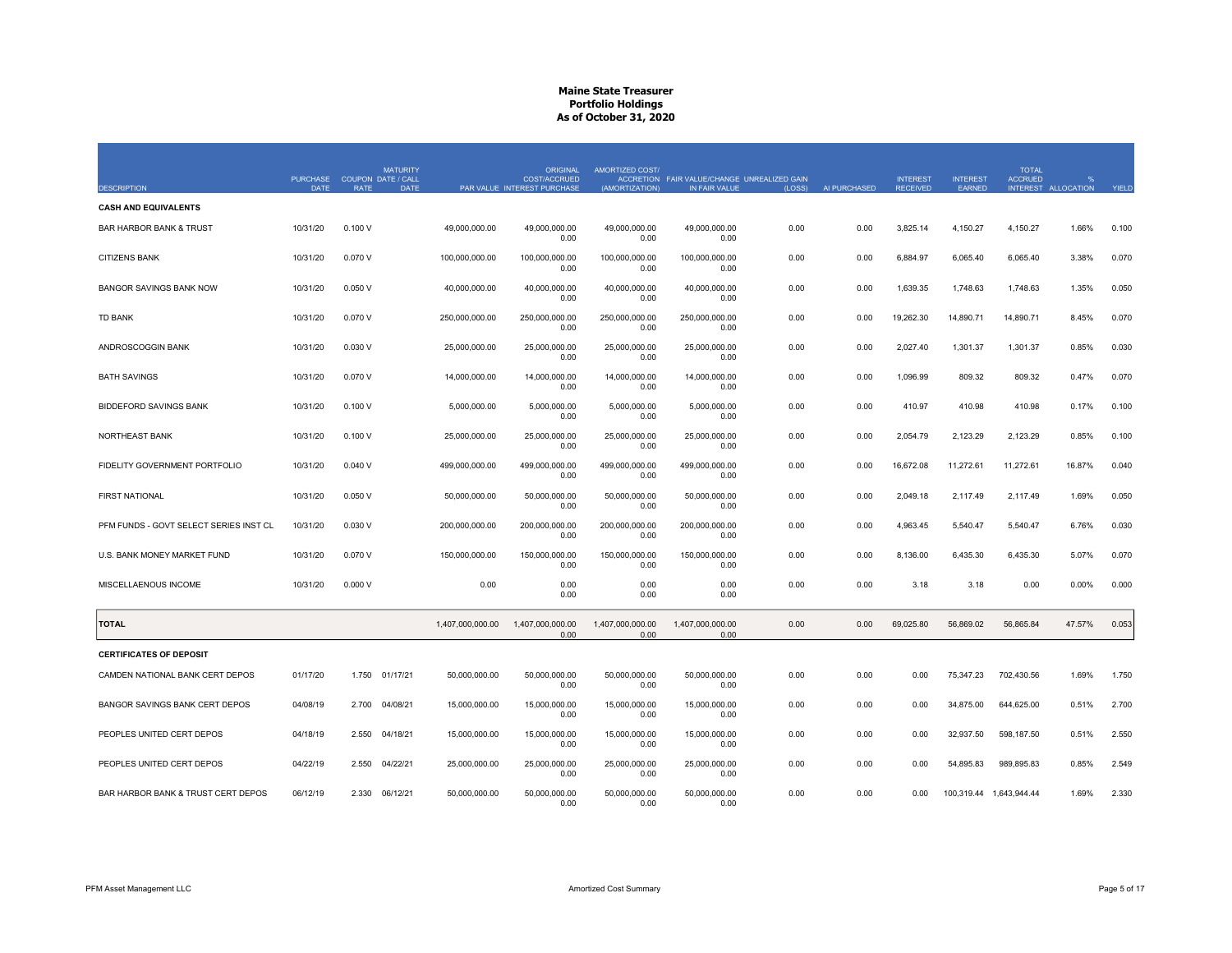# Maine State Treasurer
## Portfolio Holdings
### As of October 31, 2020

| DESCRIPTION | PURCHASE DATE | COUPON RATE | MATURITY DATE / CALL DATE | PAR VALUE | ORIGINAL COST/ACCRUED INTEREST PURCHASE | AMORTIZED COST/ ACCRETION (AMORTIZATION) | FAIR VALUE/CHANGE IN FAIR VALUE | UNREALIZED GAIN (LOSS) | AI PURCHASED | INTEREST RECEIVED | INTEREST EARNED | TOTAL ACCRUED INTEREST | % ALLOCATION | YIELD |
|---|---|---|---|---|---|---|---|---|---|---|---|---|---|---|
| **CASH AND EQUIVALENTS** | | | | | | | | | | | | | | |
| BAR HARBOR BANK & TRUST | 10/31/20 | 0.100 V | | 49,000,000.00 | 49,000,000.00<br>0.00 | 49,000,000.00<br>0.00 | 49,000,000.00<br>0.00 | 0.00 | 0.00 | 3,825.14 | 4,150.27 | 4,150.27 | 1.66% | 0.100 |
| CITIZENS BANK | 10/31/20 | 0.070 V | | 100,000,000.00 | 100,000,000.00<br>0.00 | 100,000,000.00<br>0.00 | 100,000,000.00<br>0.00 | 0.00 | 0.00 | 6,884.97 | 6,065.40 | 6,065.40 | 3.38% | 0.070 |
| BANGOR SAVINGS BANK NOW | 10/31/20 | 0.050 V | | 40,000,000.00 | 40,000,000.00<br>0.00 | 40,000,000.00<br>0.00 | 40,000,000.00<br>0.00 | 0.00 | 0.00 | 1,639.35 | 1,748.63 | 1,748.63 | 1.35% | 0.050 |
| TD BANK | 10/31/20 | 0.070 V | | 250,000,000.00 | 250,000,000.00<br>0.00 | 250,000,000.00<br>0.00 | 250,000,000.00<br>0.00 | 0.00 | 0.00 | 19,262.30 | 14,890.71 | 14,890.71 | 8.45% | 0.070 |
| ANDROSCOGGIN BANK | 10/31/20 | 0.030 V | | 25,000,000.00 | 25,000,000.00<br>0.00 | 25,000,000.00<br>0.00 | 25,000,000.00<br>0.00 | 0.00 | 0.00 | 2,027.40 | 1,301.37 | 1,301.37 | 0.85% | 0.030 |
| BATH SAVINGS | 10/31/20 | 0.070 V | | 14,000,000.00 | 14,000,000.00<br>0.00 | 14,000,000.00<br>0.00 | 14,000,000.00<br>0.00 | 0.00 | 0.00 | 1,096.99 | 809.32 | 809.32 | 0.47% | 0.070 |
| BIDDEFORD SAVINGS BANK | 10/31/20 | 0.100 V | | 5,000,000.00 | 5,000,000.00<br>0.00 | 5,000,000.00<br>0.00 | 5,000,000.00<br>0.00 | 0.00 | 0.00 | 410.97 | 410.98 | 410.98 | 0.17% | 0.100 |
| NORTHEAST BANK | 10/31/20 | 0.100 V | | 25,000,000.00 | 25,000,000.00<br>0.00 | 25,000,000.00<br>0.00 | 25,000,000.00<br>0.00 | 0.00 | 0.00 | 2,054.79 | 2,123.29 | 2,123.29 | 0.85% | 0.100 |
| FIDELITY GOVERNMENT PORTFOLIO | 10/31/20 | 0.040 V | | 499,000,000.00 | 499,000,000.00<br>0.00 | 499,000,000.00<br>0.00 | 499,000,000.00<br>0.00 | 0.00 | 0.00 | 16,672.08 | 11,272.61 | 11,272.61 | 16.87% | 0.040 |
| FIRST NATIONAL | 10/31/20 | 0.050 V | | 50,000,000.00 | 50,000,000.00<br>0.00 | 50,000,000.00<br>0.00 | 50,000,000.00<br>0.00 | 0.00 | 0.00 | 2,049.18 | 2,117.49 | 2,117.49 | 1.69% | 0.050 |
| PFM FUNDS - GOVT SELECT SERIES INST CL | 10/31/20 | 0.030 V | | 200,000,000.00 | 200,000,000.00<br>0.00 | 200,000,000.00<br>0.00 | 200,000,000.00<br>0.00 | 0.00 | 0.00 | 4,963.45 | 5,540.47 | 5,540.47 | 6.76% | 0.030 |
| U.S. BANK MONEY MARKET FUND | 10/31/20 | 0.070 V | | 150,000,000.00 | 150,000,000.00<br>0.00 | 150,000,000.00<br>0.00 | 150,000,000.00<br>0.00 | 0.00 | 0.00 | 8,136.00 | 6,435.30 | 6,435.30 | 5.07% | 0.070 |
| MISCELLAENOUS INCOME | 10/31/20 | 0.000 V | | 0.00 | 0.00<br>0.00 | 0.00<br>0.00 | 0.00<br>0.00 | 0.00 | 0.00 | 3.18 | 3.18 | 0.00 | 0.00% | 0.000 |
| **TOTAL** | | | | 1,407,000,000.00 | 1,407,000,000.00<br>0.00 | 1,407,000,000.00<br>0.00 | 1,407,000,000.00<br>0.00 | 0.00 | 0.00 | 69,025.80 | 56,869.02 | 56,865.84 | 47.57% | 0.053 |
| **CERTIFICATES OF DEPOSIT** | | | | | | | | | | | | | | |
| CAMDEN NATIONAL BANK CERT DEPOS | 01/17/20 | 1.750 | 01/17/21 | 50,000,000.00 | 50,000,000.00<br>0.00 | 50,000,000.00<br>0.00 | 50,000,000.00<br>0.00 | 0.00 | 0.00 | 0.00 | 75,347.23 | 702,430.56 | 1.69% | 1.750 |
| BANGOR SAVINGS BANK CERT DEPOS | 04/08/19 | 2.700 | 04/08/21 | 15,000,000.00 | 15,000,000.00<br>0.00 | 15,000,000.00<br>0.00 | 15,000,000.00<br>0.00 | 0.00 | 0.00 | 0.00 | 34,875.00 | 644,625.00 | 0.51% | 2.700 |
| PEOPLES UNITED CERT DEPOS | 04/18/19 | 2.550 | 04/18/21 | 15,000,000.00 | 15,000,000.00<br>0.00 | 15,000,000.00<br>0.00 | 15,000,000.00<br>0.00 | 0.00 | 0.00 | 0.00 | 32,937.50 | 598,187.50 | 0.51% | 2.550 |
| PEOPLES UNITED CERT DEPOS | 04/22/19 | 2.550 | 04/22/21 | 25,000,000.00 | 25,000,000.00<br>0.00 | 25,000,000.00<br>0.00 | 25,000,000.00<br>0.00 | 0.00 | 0.00 | 0.00 | 54,895.83 | 989,895.83 | 0.85% | 2.549 |
| BAR HARBOR BANK & TRUST CERT DEPOS | 06/12/19 | 2.330 | 06/12/21 | 50,000,000.00 | 50,000,000.00<br>0.00 | 50,000,000.00<br>0.00 | 50,000,000.00<br>0.00 | 0.00 | 0.00 | 0.00 | 100,319.44 | 1,643,944.44 | 1.69% | 2.330 |

PFM Asset Management LLC — Amortized Cost Summary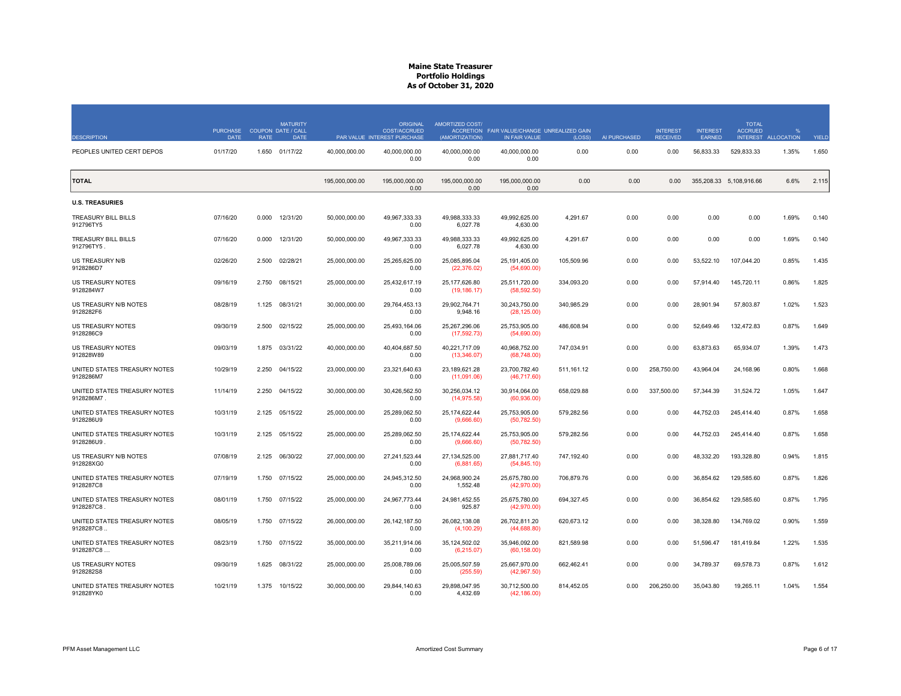# Maine State Treasurer
## Portfolio Holdings
### As of October 31, 2020

| DESCRIPTION | PURCHASE DATE | COUPON RATE | MATURITY DATE / CALL DATE | PAR VALUE | ORIGINAL COST/ACCRUED INTEREST PURCHASE | AMORTIZED COST/ ACCRETION (AMORTIZATION) | FAIR VALUE/CHANGE IN FAIR VALUE | UNREALIZED GAIN (LOSS) | AI PURCHASED | INTEREST RECEIVED | INTEREST EARNED | TOTAL ACCRUED INTEREST | % ALLOCATION | YIELD |
|---|---|---|---|---|---|---|---|---|---|---|---|---|---|---|
| PEOPLES UNITED CERT DEPOS | 01/17/20 | 1.650 | 01/17/22 | 40,000,000.00 | 40,000,000.00<br>0.00 | 40,000,000.00<br>0.00 | 40,000,000.00<br>0.00 | 0.00 | 0.00 | 0.00 | 56,833.33 | 529,833.33 | 1.35% | 1.650 |
| **TOTAL** | | | | 195,000,000.00 | 195,000,000.00<br>0.00 | 195,000,000.00<br>0.00 | 195,000,000.00<br>0.00 | 0.00 | 0.00 | 0.00 | 355,208.33 | 5,108,916.66 | 6.6% | 2.115 |
| **U.S. TREASURIES** | | | | | | | | | | | | | | |
| TREASURY BILL BILLS<br>912796TY5 | 07/16/20 | 0.000 | 12/31/20 | 50,000,000.00 | 49,967,333.33<br>0.00 | 49,988,333.33<br>6,027.78 | 49,992,625.00<br>4,630.00 | 4,291.67 | 0.00 | 0.00 | 0.00 | 0.00 | 1.69% | 0.140 |
| TREASURY BILL BILLS<br>912796TY5 . | 07/16/20 | 0.000 | 12/31/20 | 50,000,000.00 | 49,967,333.33<br>0.00 | 49,988,333.33<br>6,027.78 | 49,992,625.00<br>4,630.00 | 4,291.67 | 0.00 | 0.00 | 0.00 | 0.00 | 1.69% | 0.140 |
| US TREASURY N/B<br>9128286D7 | 02/26/20 | 2.500 | 02/28/21 | 25,000,000.00 | 25,265,625.00<br>0.00 | 25,085,895.04<br>(22,376.02) | 25,191,405.00<br>(54,690.00) | 105,509.96 | 0.00 | 0.00 | 53,522.10 | 107,044.20 | 0.85% | 1.435 |
| US TREASURY NOTES<br>9128284W7 | 09/16/19 | 2.750 | 08/15/21 | 25,000,000.00 | 25,432,617.19<br>0.00 | 25,177,626.80<br>(19,186.17) | 25,511,720.00<br>(58,592.50) | 334,093.20 | 0.00 | 0.00 | 57,914.40 | 145,720.11 | 0.86% | 1.825 |
| US TREASURY N/B NOTES<br>9128282F6 | 08/28/19 | 1.125 | 08/31/21 | 30,000,000.00 | 29,764,453.13<br>0.00 | 29,902,764.71<br>9,948.16 | 30,243,750.00<br>(28,125.00) | 340,985.29 | 0.00 | 0.00 | 28,901.94 | 57,803.87 | 1.02% | 1.523 |
| US TREASURY NOTES<br>9128286C9 | 09/30/19 | 2.500 | 02/15/22 | 25,000,000.00 | 25,493,164.06<br>0.00 | 25,267,296.06<br>(17,592.73) | 25,753,905.00<br>(54,690.00) | 486,608.94 | 0.00 | 0.00 | 52,649.46 | 132,472.83 | 0.87% | 1.649 |
| US TREASURY NOTES<br>912828W89 | 09/03/19 | 1.875 | 03/31/22 | 40,000,000.00 | 40,404,687.50<br>0.00 | 40,221,717.09<br>(13,346.07) | 40,968,752.00<br>(68,748.00) | 747,034.91 | 0.00 | 0.00 | 63,873.63 | 65,934.07 | 1.39% | 1.473 |
| UNITED STATES TREASURY NOTES<br>9128286M7 | 10/29/19 | 2.250 | 04/15/22 | 23,000,000.00 | 23,321,640.63<br>0.00 | 23,189,621.28<br>(11,091.06) | 23,700,782.40<br>(46,717.60) | 511,161.12 | 0.00 | 258,750.00 | 43,964.04 | 24,168.96 | 0.80% | 1.668 |
| UNITED STATES TREASURY NOTES<br>9128286M7 . | 11/14/19 | 2.250 | 04/15/22 | 30,000,000.00 | 30,426,562.50<br>0.00 | 30,256,034.12<br>(14,975.58) | 30,914,064.00<br>(60,936.00) | 658,029.88 | 0.00 | 337,500.00 | 57,344.39 | 31,524.72 | 1.05% | 1.647 |
| UNITED STATES TREASURY NOTES<br>9128286U9 | 10/31/19 | 2.125 | 05/15/22 | 25,000,000.00 | 25,289,062.50<br>0.00 | 25,174,622.44<br>(9,666.60) | 25,753,905.00<br>(50,782.50) | 579,282.56 | 0.00 | 0.00 | 44,752.03 | 245,414.40 | 0.87% | 1.658 |
| UNITED STATES TREASURY NOTES<br>9128286U9 . | 10/31/19 | 2.125 | 05/15/22 | 25,000,000.00 | 25,289,062.50<br>0.00 | 25,174,622.44<br>(9,666.60) | 25,753,905.00<br>(50,782.50) | 579,282.56 | 0.00 | 0.00 | 44,752.03 | 245,414.40 | 0.87% | 1.658 |
| US TREASURY N/B NOTES<br>912828XG0 | 07/08/19 | 2.125 | 06/30/22 | 27,000,000.00 | 27,241,523.44<br>0.00 | 27,134,525.00<br>(6,881.65) | 27,881,717.40<br>(54,845.10) | 747,192.40 | 0.00 | 0.00 | 48,332.20 | 193,328.80 | 0.94% | 1.815 |
| UNITED STATES TREASURY NOTES<br>9128287C8 | 07/19/19 | 1.750 | 07/15/22 | 25,000,000.00 | 24,945,312.50<br>0.00 | 24,968,900.24<br>1,552.48 | 25,675,780.00<br>(42,970.00) | 706,879.76 | 0.00 | 0.00 | 36,854.62 | 129,585.60 | 0.87% | 1.826 |
| UNITED STATES TREASURY NOTES<br>9128287C8 . | 08/01/19 | 1.750 | 07/15/22 | 25,000,000.00 | 24,967,773.44<br>0.00 | 24,981,452.55<br>925.87 | 25,675,780.00<br>(42,970.00) | 694,327.45 | 0.00 | 0.00 | 36,854.62 | 129,585.60 | 0.87% | 1.795 |
| UNITED STATES TREASURY NOTES<br>9128287C8 .. | 08/05/19 | 1.750 | 07/15/22 | 26,000,000.00 | 26,142,187.50<br>0.00 | 26,082,138.08<br>(4,100.29) | 26,702,811.20<br>(44,688.80) | 620,673.12 | 0.00 | 0.00 | 38,328.80 | 134,769.02 | 0.90% | 1.559 |
| UNITED STATES TREASURY NOTES<br>9128287C8 ... | 08/23/19 | 1.750 | 07/15/22 | 35,000,000.00 | 35,211,914.06<br>0.00 | 35,124,502.02<br>(6,215.07) | 35,946,092.00<br>(60,158.00) | 821,589.98 | 0.00 | 0.00 | 51,596.47 | 181,419.84 | 1.22% | 1.535 |
| US TREASURY NOTES<br>9128282S8 | 09/30/19 | 1.625 | 08/31/22 | 25,000,000.00 | 25,008,789.06<br>0.00 | 25,005,507.59<br>(255.59) | 25,667,970.00<br>(42,967.50) | 662,462.41 | 0.00 | 0.00 | 34,789.37 | 69,578.73 | 0.87% | 1.612 |
| UNITED STATES TREASURY NOTES<br>912828YK0 | 10/21/19 | 1.375 | 10/15/22 | 30,000,000.00 | 29,844,140.63<br>0.00 | 29,898,047.95<br>4,432.69 | 30,712,500.00<br>(42,186.00) | 814,452.05 | 0.00 | 206,250.00 | 35,043.80 | 19,265.11 | 1.04% | 1.554 |

PFM Asset Management LLC — Amortized Cost Summary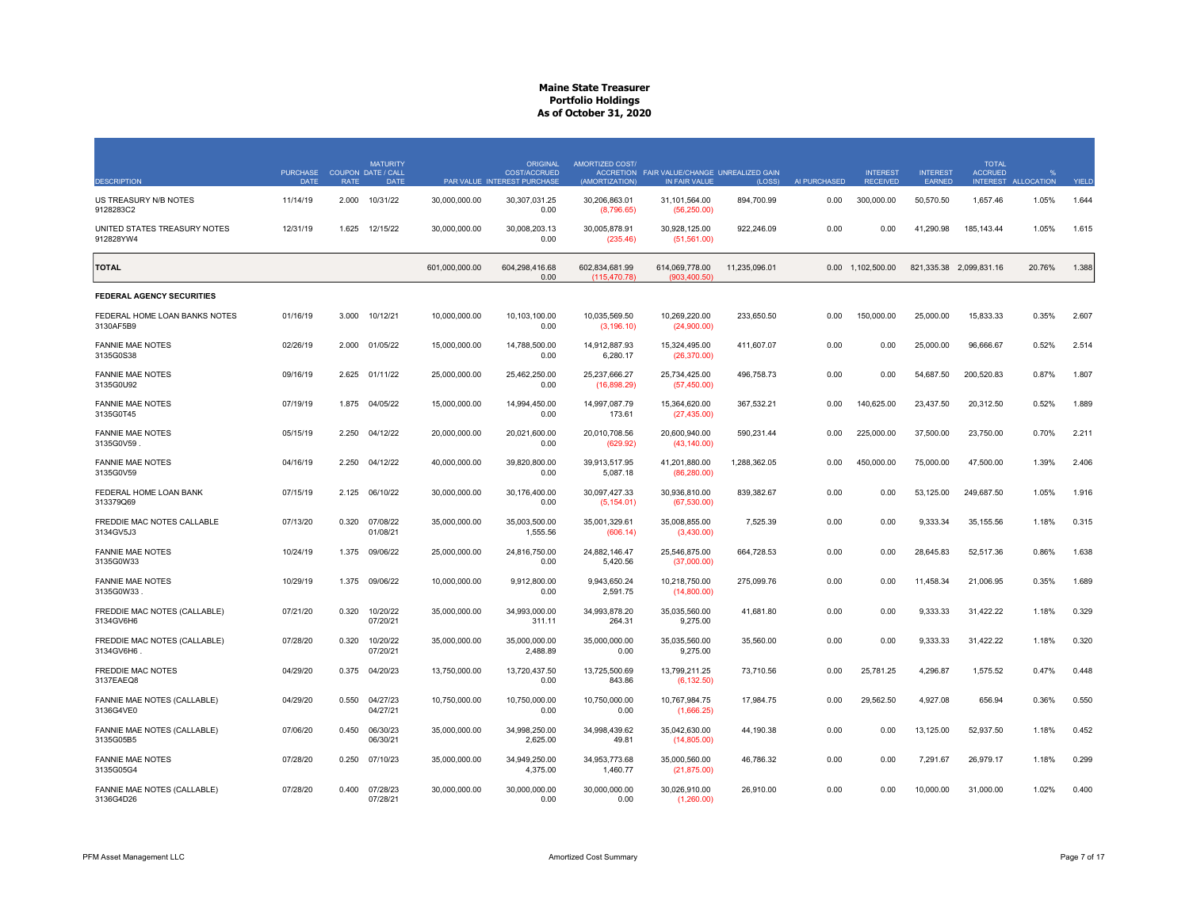# Maine State Treasurer
## Portfolio Holdings
### As of October 31, 2020

| DESCRIPTION | PURCHASE DATE | COUPON RATE | MATURITY DATE / CALL DATE | PAR VALUE | ORIGINAL COST/ACCRUED INTEREST PURCHASE | AMORTIZED COST/ ACCRETION (AMORTIZATION) | FAIR VALUE/CHANGE IN FAIR VALUE | UNREALIZED GAIN (LOSS) | AI PURCHASED | INTEREST RECEIVED | INTEREST EARNED | TOTAL ACCRUED INTEREST | % ALLOCATION | YIELD |
|---|---|---|---|---|---|---|---|---|---|---|---|---|---|---|
| US TREASURY N/B NOTES 9128283C2 | 11/14/19 | 2.000 | 10/31/22 | 30,000,000.00 | 30,307,031.25 0.00 | 30,206,863.01 (8,796.65) | 31,101,564.00 (56,250.00) | 894,700.99 | 0.00 | 300,000.00 | 50,570.50 | 1,657.46 | 1.05% | 1.644 |
| UNITED STATES TREASURY NOTES 912828YW4 | 12/31/19 | 1.625 | 12/15/22 | 30,000,000.00 | 30,008,203.13 0.00 | 30,005,878.91 (235.46) | 30,928,125.00 (51,561.00) | 922,246.09 | 0.00 | 0.00 | 41,290.98 | 185,143.44 | 1.05% | 1.615 |
| **TOTAL** | | | | 601,000,000.00 | 604,298,416.68 0.00 | 602,834,681.99 (115,470.78) | 614,069,778.00 (903,400.50) | 11,235,096.01 | 0.00 | 1,102,500.00 | 821,335.38 | 2,099,831.16 | 20.76% | 1.388 |
| **FEDERAL AGENCY SECURITIES** | | | | | | | | | | | | | | |
| FEDERAL HOME LOAN BANKS NOTES 3130AF5B9 | 01/16/19 | 3.000 | 10/12/21 | 10,000,000.00 | 10,103,100.00 0.00 | 10,035,569.50 (3,196.10) | 10,269,220.00 (24,900.00) | 233,650.50 | 0.00 | 150,000.00 | 25,000.00 | 15,833.33 | 0.35% | 2.607 |
| FANNIE MAE NOTES 3135G0S38 | 02/26/19 | 2.000 | 01/05/22 | 15,000,000.00 | 14,788,500.00 0.00 | 14,912,887.93 6,280.17 | 15,324,495.00 (26,370.00) | 411,607.07 | 0.00 | 0.00 | 25,000.00 | 96,666.67 | 0.52% | 2.514 |
| FANNIE MAE NOTES 3135G0U92 | 09/16/19 | 2.625 | 01/11/22 | 25,000,000.00 | 25,462,250.00 0.00 | 25,237,666.27 (16,898.29) | 25,734,425.00 (57,450.00) | 496,758.73 | 0.00 | 0.00 | 54,687.50 | 200,520.83 | 0.87% | 1.807 |
| FANNIE MAE NOTES 3135G0T45 | 07/19/19 | 1.875 | 04/05/22 | 15,000,000.00 | 14,994,450.00 0.00 | 14,997,087.79 173.61 | 15,364,620.00 (27,435.00) | 367,532.21 | 0.00 | 140,625.00 | 23,437.50 | 20,312.50 | 0.52% | 1.889 |
| FANNIE MAE NOTES 3135G0V59 . | 05/15/19 | 2.250 | 04/12/22 | 20,000,000.00 | 20,021,600.00 0.00 | 20,010,708.56 (629.92) | 20,600,940.00 (43,140.00) | 590,231.44 | 0.00 | 225,000.00 | 37,500.00 | 23,750.00 | 0.70% | 2.211 |
| FANNIE MAE NOTES 3135G0V59 | 04/16/19 | 2.250 | 04/12/22 | 40,000,000.00 | 39,820,800.00 0.00 | 39,913,517.95 5,087.18 | 41,201,880.00 (86,280.00) | 1,288,362.05 | 0.00 | 450,000.00 | 75,000.00 | 47,500.00 | 1.39% | 2.406 |
| FEDERAL HOME LOAN BANK 313379Q69 | 07/15/19 | 2.125 | 06/10/22 | 30,000,000.00 | 30,176,400.00 0.00 | 30,097,427.33 (5,154.01) | 30,936,810.00 (67,530.00) | 839,382.67 | 0.00 | 0.00 | 53,125.00 | 249,687.50 | 1.05% | 1.916 |
| FREDDIE MAC NOTES CALLABLE 3134GV5J3 | 07/13/20 | 0.320 | 07/08/22 01/08/21 | 35,000,000.00 | 35,003,500.00 1,555.56 | 35,001,329.61 (606.14) | 35,008,855.00 (3,430.00) | 7,525.39 | 0.00 | 0.00 | 9,333.34 | 35,155.56 | 1.18% | 0.315 |
| FANNIE MAE NOTES 3135G0W33 | 10/24/19 | 1.375 | 09/06/22 | 25,000,000.00 | 24,816,750.00 0.00 | 24,882,146.47 5,420.56 | 25,546,875.00 (37,000.00) | 664,728.53 | 0.00 | 0.00 | 28,645.83 | 52,517.36 | 0.86% | 1.638 |
| FANNIE MAE NOTES 3135G0W33 . | 10/29/19 | 1.375 | 09/06/22 | 10,000,000.00 | 9,912,800.00 0.00 | 9,943,650.24 2,591.75 | 10,218,750.00 (14,800.00) | 275,099.76 | 0.00 | 0.00 | 11,458.34 | 21,006.95 | 0.35% | 1.689 |
| FREDDIE MAC NOTES (CALLABLE) 3134GV6H6 | 07/21/20 | 0.320 | 10/20/22 07/20/21 | 35,000,000.00 | 34,993,000.00 311.11 | 34,993,878.20 264.31 | 35,035,560.00 9,275.00 | 41,681.80 | 0.00 | 0.00 | 9,333.33 | 31,422.22 | 1.18% | 0.329 |
| FREDDIE MAC NOTES (CALLABLE) 3134GV6H6 . | 07/28/20 | 0.320 | 10/20/22 07/20/21 | 35,000,000.00 | 35,000,000.00 2,488.89 | 35,000,000.00 0.00 | 35,035,560.00 9,275.00 | 35,560.00 | 0.00 | 0.00 | 9,333.33 | 31,422.22 | 1.18% | 0.320 |
| FREDDIE MAC NOTES 3137EAEQ8 | 04/29/20 | 0.375 | 04/20/23 | 13,750,000.00 | 13,720,437.50 0.00 | 13,725,500.69 843.86 | 13,799,211.25 (6,132.50) | 73,710.56 | 0.00 | 25,781.25 | 4,296.87 | 1,575.52 | 0.47% | 0.448 |
| FANNIE MAE NOTES (CALLABLE) 3136G4VE0 | 04/29/20 | 0.550 | 04/27/23 04/27/21 | 10,750,000.00 | 10,750,000.00 0.00 | 10,750,000.00 0.00 | 10,767,984.75 (1,666.25) | 17,984.75 | 0.00 | 29,562.50 | 4,927.08 | 656.94 | 0.36% | 0.550 |
| FANNIE MAE NOTES (CALLABLE) 3135G05B5 | 07/06/20 | 0.450 | 06/30/23 06/30/21 | 35,000,000.00 | 34,998,250.00 2,625.00 | 34,998,439.62 49.81 | 35,042,630.00 (14,805.00) | 44,190.38 | 0.00 | 0.00 | 13,125.00 | 52,937.50 | 1.18% | 0.452 |
| FANNIE MAE NOTES 3135G05G4 | 07/28/20 | 0.250 | 07/10/23 | 35,000,000.00 | 34,949,250.00 4,375.00 | 34,953,773.68 1,460.77 | 35,000,560.00 (21,875.00) | 46,786.32 | 0.00 | 0.00 | 7,291.67 | 26,979.17 | 1.18% | 0.299 |
| FANNIE MAE NOTES (CALLABLE) 3136G4D26 | 07/28/20 | 0.400 | 07/28/23 07/28/21 | 30,000,000.00 | 30,000,000.00 0.00 | 30,000,000.00 0.00 | 30,026,910.00 (1,260.00) | 26,910.00 | 0.00 | 0.00 | 10,000.00 | 31,000.00 | 1.02% | 0.400 |

PFM Asset Management LLC — Amortized Cost Summary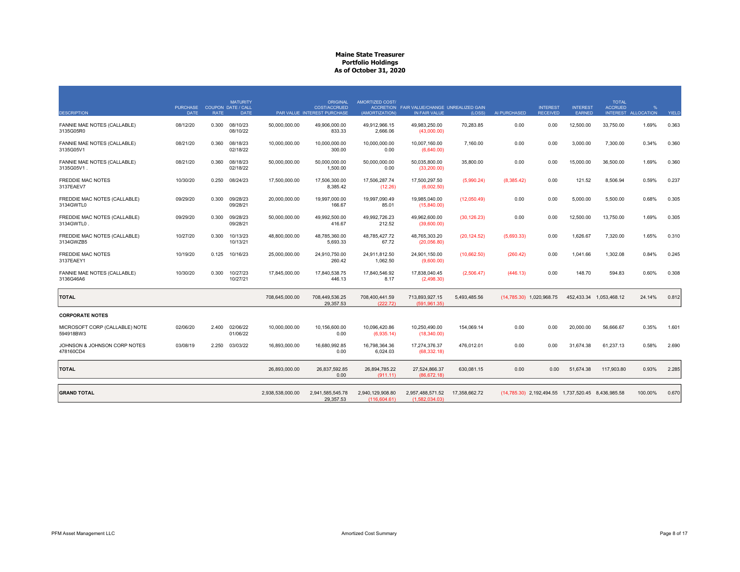# Maine State Treasurer
## Portfolio Holdings
### As of October 31, 2020

| DESCRIPTION | PURCHASE DATE | COUPON RATE | MATURITY DATE / CALL DATE | PAR VALUE | ORIGINAL COST/ACCRUED INTEREST PURCHASE | AMORTIZED COST/ ACCRETION (AMORTIZATION) | FAIR VALUE/CHANGE IN FAIR VALUE | UNREALIZED GAIN (LOSS) | AI PURCHASED | INTEREST RECEIVED | INTEREST EARNED | TOTAL ACCRUED INTEREST | % ALLOCATION | YIELD |
|---|---|---|---|---|---|---|---|---|---|---|---|---|---|---|
| FANNIE MAE NOTES (CALLABLE) 3135G05R0 | 08/12/20 | 0.300 | 08/10/23  08/10/22 | 50,000,000.00 | 49,906,000.00 833.33 | 49,912,966.15 2,666.06 | 49,983,250.00 (43,000.00) | 70,283.85 | 0.00 | 0.00 | 12,500.00 | 33,750.00 | 1.69% | 0.363 |
| FANNIE MAE NOTES (CALLABLE) 3135G05V1 | 08/21/20 | 0.360 | 08/18/23 02/18/22 | 10,000,000.00 | 10,000,000.00 300.00 | 10,000,000.00 0.00 | 10,007,160.00 (6,640.00) | 7,160.00 | 0.00 | 0.00 | 3,000.00 | 7,300.00 | 0.34% | 0.360 |
| FANNIE MAE NOTES (CALLABLE) 3135G05V1 . | 08/21/20 | 0.360 | 08/18/23 02/18/22 | 50,000,000.00 | 50,000,000.00 1,500.00 | 50,000,000.00 0.00 | 50,035,800.00 (33,200.00) | 35,800.00 | 0.00 | 0.00 | 15,000.00 | 36,500.00 | 1.69% | 0.360 |
| FREDDIE MAC NOTES 3137EAEV7 | 10/30/20 | 0.250 | 08/24/23 | 17,500,000.00 | 17,506,300.00 8,385.42 | 17,506,287.74 (12.26) | 17,500,297.50 (6,002.50) | (5,990.24) | (8,385.42) | 0.00 | 121.52 | 8,506.94 | 0.59% | 0.237 |
| FREDDIE MAC NOTES (CALLABLE) 3134GWTL0 | 09/29/20 | 0.300 | 09/28/23 09/28/21 | 20,000,000.00 | 19,997,000.00 166.67 | 19,997,090.49 85.01 | 19,985,040.00 (15,840.00) | (12,050.49) | 0.00 | 0.00 | 5,000.00 | 5,500.00 | 0.68% | 0.305 |
| FREDDIE MAC NOTES (CALLABLE) 3134GWTL0 . | 09/29/20 | 0.300 | 09/28/23 09/28/21 | 50,000,000.00 | 49,992,500.00 416.67 | 49,992,726.23 212.52 | 49,962,600.00 (39,600.00) | (30,126.23) | 0.00 | 0.00 | 12,500.00 | 13,750.00 | 1.69% | 0.305 |
| FREDDIE MAC NOTES (CALLABLE) 3134GWZB5 | 10/27/20 | 0.300 | 10/13/23 10/13/21 | 48,800,000.00 | 48,785,360.00 5,693.33 | 48,785,427.72 67.72 | 48,765,303.20 (20,056.80) | (20,124.52) | (5,693.33) | 0.00 | 1,626.67 | 7,320.00 | 1.65% | 0.310 |
| FREDDIE MAC NOTES 3137EAEY1 | 10/19/20 | 0.125 | 10/16/23 | 25,000,000.00 | 24,910,750.00 260.42 | 24,911,812.50 1,062.50 | 24,901,150.00 (9,600.00) | (10,662.50) | (260.42) | 0.00 | 1,041.66 | 1,302.08 | 0.84% | 0.245 |
| FANNIE MAE NOTES (CALLABLE) 3136G46A6 | 10/30/20 | 0.300 | 10/27/23 10/27/21 | 17,845,000.00 | 17,840,538.75 446.13 | 17,840,546.92 8.17 | 17,838,040.45 (2,498.30) | (2,506.47) | (446.13) | 0.00 | 148.70 | 594.83 | 0.60% | 0.308 |
| **TOTAL** | | | | 708,645,000.00 | 708,449,536.25 29,357.53 | 708,400,441.59 (222.72) | 713,893,927.15 (591,961.35) | 5,493,485.56 | (14,785.30) | 1,020,968.75 | 452,433.34 | 1,053,468.12 | 24.14% | 0.812 |
| **CORPORATE NOTES** | | | | | | | | | | | | | | |
| MICROSOFT CORP (CALLABLE) NOTE 594918BW3 | 02/06/20 | 2.400 | 02/06/22 01/06/22 | 10,000,000.00 | 10,156,600.00 0.00 | 10,096,420.86 (6,935.14) | 10,250,490.00 (18,340.00) | 154,069.14 | 0.00 | 0.00 | 20,000.00 | 56,666.67 | 0.35% | 1.601 |
| JOHNSON & JOHNSON CORP NOTES 478160CD4 | 03/08/19 | 2.250 | 03/03/22 | 16,893,000.00 | 16,680,992.85 0.00 | 16,798,364.36 6,024.03 | 17,274,376.37 (68,332.18) | 476,012.01 | 0.00 | 0.00 | 31,674.38 | 61,237.13 | 0.58% | 2.690 |
| **TOTAL** | | | | 26,893,000.00 | 26,837,592.85 0.00 | 26,894,785.22 (911.11) | 27,524,866.37 (86,672.18) | 630,081.15 | 0.00 | 0.00 | 51,674.38 | 117,903.80 | 0.93% | 2.285 |
| **GRAND TOTAL** | | | | 2,938,538,000.00 | 2,941,585,545.78 29,357.53 | 2,940,129,908.80 (116,604.61) | 2,957,488,571.52 (1,582,034.03) | 17,358,662.72 | (14,785.30) | 2,192,494.55 | 1,737,520.45 | 8,436,985.58 | 100.00% | 0.670 |

PFM Asset Management LLC — Amortized Cost Summary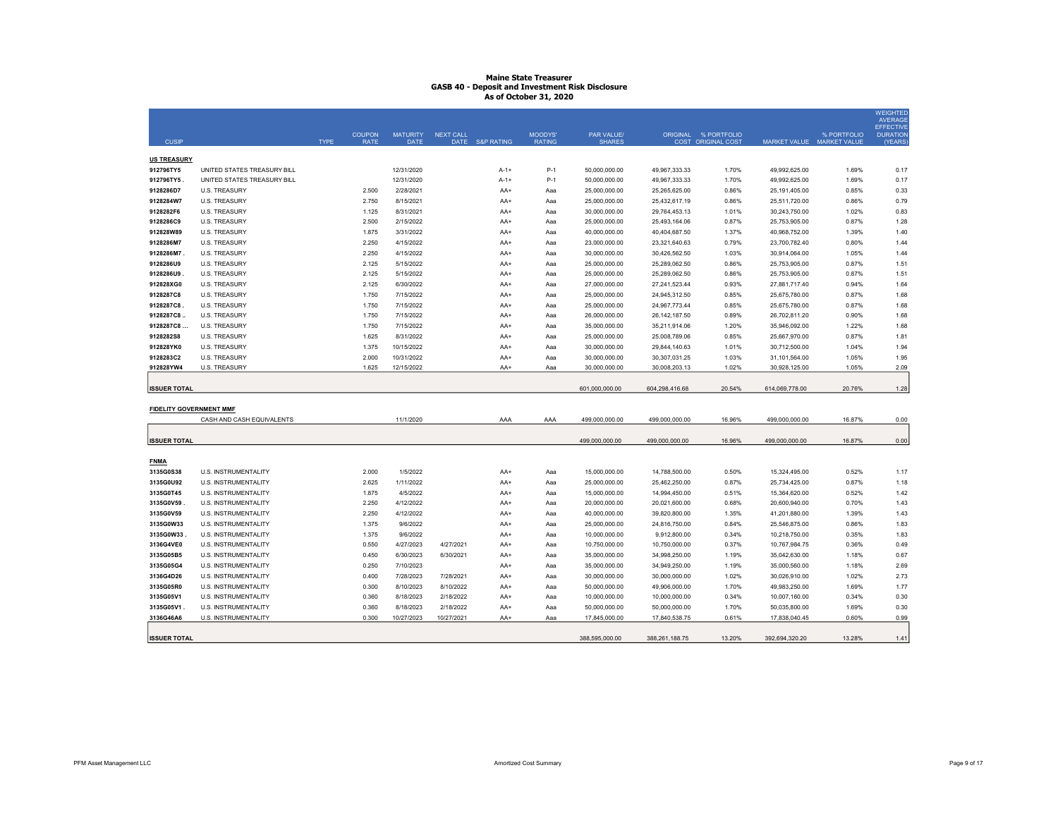# Maine State Treasurer
## GASB 40 - Deposit and Investment Risk Disclosure
### As of October 31, 2020

| CUSIP | | TYPE | COUPON RATE | MATURITY DATE | NEXT CALL DATE | S&P RATING | MOODYS' RATING | PAR VALUE/ SHARES | ORIGINAL COST | % PORTFOLIO ORIGINAL COST | MARKET VALUE | % PORTFOLIO MARKET VALUE | WEIGHTED AVERAGE EFFECTIVE DURATION (YEARS) |
|---|---|---|---|---|---|---|---|---|---|---|---|---|---|
| **US TREASURY** | | | | | | | | | | | | | |
| 912796TY5 | UNITED STATES TREASURY BILL | | | 12/31/2020 | | A-1+ | P-1 | 50,000,000.00 | 49,967,333.33 | 1.70% | 49,992,625.00 | 1.69% | 0.17 |
| 912796TY5 . | UNITED STATES TREASURY BILL | | | 12/31/2020 | | A-1+ | P-1 | 50,000,000.00 | 49,967,333.33 | 1.70% | 49,992,625.00 | 1.69% | 0.17 |
| 9128286D7 | U.S. TREASURY | | 2.500 | 2/28/2021 | | AA+ | Aaa | 25,000,000.00 | 25,265,625.00 | 0.86% | 25,191,405.00 | 0.85% | 0.33 |
| 9128284W7 | U.S. TREASURY | | 2.750 | 8/15/2021 | | AA+ | Aaa | 25,000,000.00 | 25,432,617.19 | 0.86% | 25,511,720.00 | 0.86% | 0.79 |
| 9128282F6 | U.S. TREASURY | | 1.125 | 8/31/2021 | | AA+ | Aaa | 30,000,000.00 | 29,764,453.13 | 1.01% | 30,243,750.00 | 1.02% | 0.83 |
| 9128286C9 | U.S. TREASURY | | 2.500 | 2/15/2022 | | AA+ | Aaa | 25,000,000.00 | 25,493,164.06 | 0.87% | 25,753,905.00 | 0.87% | 1.28 |
| 912828W89 | U.S. TREASURY | | 1.875 | 3/31/2022 | | AA+ | Aaa | 40,000,000.00 | 40,404,687.50 | 1.37% | 40,968,752.00 | 1.39% | 1.40 |
| 9128286M7 | U.S. TREASURY | | 2.250 | 4/15/2022 | | AA+ | Aaa | 23,000,000.00 | 23,321,640.63 | 0.79% | 23,700,782.40 | 0.80% | 1.44 |
| 9128286M7 . | U.S. TREASURY | | 2.250 | 4/15/2022 | | AA+ | Aaa | 30,000,000.00 | 30,426,562.50 | 1.03% | 30,914,064.00 | 1.05% | 1.44 |
| 9128286U9 | U.S. TREASURY | | 2.125 | 5/15/2022 | | AA+ | Aaa | 25,000,000.00 | 25,289,062.50 | 0.86% | 25,753,905.00 | 0.87% | 1.51 |
| 9128286U9 . | U.S. TREASURY | | 2.125 | 5/15/2022 | | AA+ | Aaa | 25,000,000.00 | 25,289,062.50 | 0.86% | 25,753,905.00 | 0.87% | 1.51 |
| 912828XG0 | U.S. TREASURY | | 2.125 | 6/30/2022 | | AA+ | Aaa | 27,000,000.00 | 27,241,523.44 | 0.93% | 27,881,717.40 | 0.94% | 1.64 |
| 9128287C8 | U.S. TREASURY | | 1.750 | 7/15/2022 | | AA+ | Aaa | 25,000,000.00 | 24,945,312.50 | 0.85% | 25,675,780.00 | 0.87% | 1.68 |
| 9128287C8 . | U.S. TREASURY | | 1.750 | 7/15/2022 | | AA+ | Aaa | 25,000,000.00 | 24,967,773.44 | 0.85% | 25,675,780.00 | 0.87% | 1.68 |
| 9128287C8 .. | U.S. TREASURY | | 1.750 | 7/15/2022 | | AA+ | Aaa | 26,000,000.00 | 26,142,187.50 | 0.89% | 26,702,811.20 | 0.90% | 1.68 |
| 9128287C8 ... | U.S. TREASURY | | 1.750 | 7/15/2022 | | AA+ | Aaa | 35,000,000.00 | 35,211,914.06 | 1.20% | 35,946,092.00 | 1.22% | 1.68 |
| 9128282S8 | U.S. TREASURY | | 1.625 | 8/31/2022 | | AA+ | Aaa | 25,000,000.00 | 25,008,789.06 | 0.85% | 25,667,970.00 | 0.87% | 1.81 |
| 912828YK0 | U.S. TREASURY | | 1.375 | 10/15/2022 | | AA+ | Aaa | 30,000,000.00 | 29,844,140.63 | 1.01% | 30,712,500.00 | 1.04% | 1.94 |
| 9128283C2 | U.S. TREASURY | | 2.000 | 10/31/2022 | | AA+ | Aaa | 30,000,000.00 | 30,307,031.25 | 1.03% | 31,101,564.00 | 1.05% | 1.95 |
| 912828YW4 | U.S. TREASURY | | 1.625 | 12/15/2022 | | AA+ | Aaa | 30,000,000.00 | 30,008,203.13 | 1.02% | 30,928,125.00 | 1.05% | 2.09 |
| **ISSUER TOTAL** | | | | | | | | 601,000,000.00 | 604,298,416.68 | 20.54% | 614,069,778.00 | 20.76% | 1.28 |
| **FIDELITY GOVERNMENT MMF** | | | | | | | | | | | | | |
| | CASH AND CASH EQUIVALENTS | | | 11/1/2020 | | AAA | AAA | 499,000,000.00 | 499,000,000.00 | 16.96% | 499,000,000.00 | 16.87% | 0.00 |
| **ISSUER TOTAL** | | | | | | | | 499,000,000.00 | 499,000,000.00 | 16.96% | 499,000,000.00 | 16.87% | 0.00 |
| **FNMA** | | | | | | | | | | | | | |
| 3135G0S38 | U.S. INSTRUMENTALITY | | 2.000 | 1/5/2022 | | AA+ | Aaa | 15,000,000.00 | 14,788,500.00 | 0.50% | 15,324,495.00 | 0.52% | 1.17 |
| 3135G0U92 | U.S. INSTRUMENTALITY | | 2.625 | 1/11/2022 | | AA+ | Aaa | 25,000,000.00 | 25,462,250.00 | 0.87% | 25,734,425.00 | 0.87% | 1.18 |
| 3135G0T45 | U.S. INSTRUMENTALITY | | 1.875 | 4/5/2022 | | AA+ | Aaa | 15,000,000.00 | 14,994,450.00 | 0.51% | 15,364,620.00 | 0.52% | 1.42 |
| 3135G0V59 . | U.S. INSTRUMENTALITY | | 2.250 | 4/12/2022 | | AA+ | Aaa | 20,000,000.00 | 20,021,600.00 | 0.68% | 20,600,940.00 | 0.70% | 1.43 |
| 3135G0V59 | U.S. INSTRUMENTALITY | | 2.250 | 4/12/2022 | | AA+ | Aaa | 40,000,000.00 | 39,820,800.00 | 1.35% | 41,201,880.00 | 1.39% | 1.43 |
| 3135G0W33 | U.S. INSTRUMENTALITY | | 1.375 | 9/6/2022 | | AA+ | Aaa | 25,000,000.00 | 24,816,750.00 | 0.84% | 25,546,875.00 | 0.86% | 1.83 |
| 3135G0W33 . | U.S. INSTRUMENTALITY | | 1.375 | 9/6/2022 | | AA+ | Aaa | 10,000,000.00 | 9,912,800.00 | 0.34% | 10,218,750.00 | 0.35% | 1.83 |
| 3136G4VE0 | U.S. INSTRUMENTALITY | | 0.550 | 4/27/2023 | 4/27/2021 | AA+ | Aaa | 10,750,000.00 | 10,750,000.00 | 0.37% | 10,767,984.75 | 0.36% | 0.49 |
| 3135G05B5 | U.S. INSTRUMENTALITY | | 0.450 | 6/30/2023 | 6/30/2021 | AA+ | Aaa | 35,000,000.00 | 34,998,250.00 | 1.19% | 35,042,630.00 | 1.18% | 0.67 |
| 3135G05G4 | U.S. INSTRUMENTALITY | | 0.250 | 7/10/2023 | | AA+ | Aaa | 35,000,000.00 | 34,949,250.00 | 1.19% | 35,000,560.00 | 1.18% | 2.69 |
| 3136G4D26 | U.S. INSTRUMENTALITY | | 0.400 | 7/28/2023 | 7/28/2021 | AA+ | Aaa | 30,000,000.00 | 30,000,000.00 | 1.02% | 30,026,910.00 | 1.02% | 2.73 |
| 3135G05R0 | U.S. INSTRUMENTALITY | | 0.300 | 8/10/2023 | 8/10/2022 | AA+ | Aaa | 50,000,000.00 | 49,906,000.00 | 1.70% | 49,983,250.00 | 1.69% | 1.77 |
| 3135G05V1 | U.S. INSTRUMENTALITY | | 0.360 | 8/18/2023 | 2/18/2022 | AA+ | Aaa | 10,000,000.00 | 10,000,000.00 | 0.34% | 10,007,160.00 | 0.34% | 0.30 |
| 3135G05V1 . | U.S. INSTRUMENTALITY | | 0.360 | 8/18/2023 | 2/18/2022 | AA+ | Aaa | 50,000,000.00 | 50,000,000.00 | 1.70% | 50,035,800.00 | 1.69% | 0.30 |
| 3136G46A6 | U.S. INSTRUMENTALITY | | 0.300 | 10/27/2023 | 10/27/2021 | AA+ | Aaa | 17,845,000.00 | 17,840,538.75 | 0.61% | 17,838,040.45 | 0.60% | 0.99 |
| **ISSUER TOTAL** | | | | | | | | 388,595,000.00 | 388,261,188.75 | 13.20% | 392,694,320.20 | 13.28% | 1.41 |

PFM Asset Management LLC — Amortized Cost Summary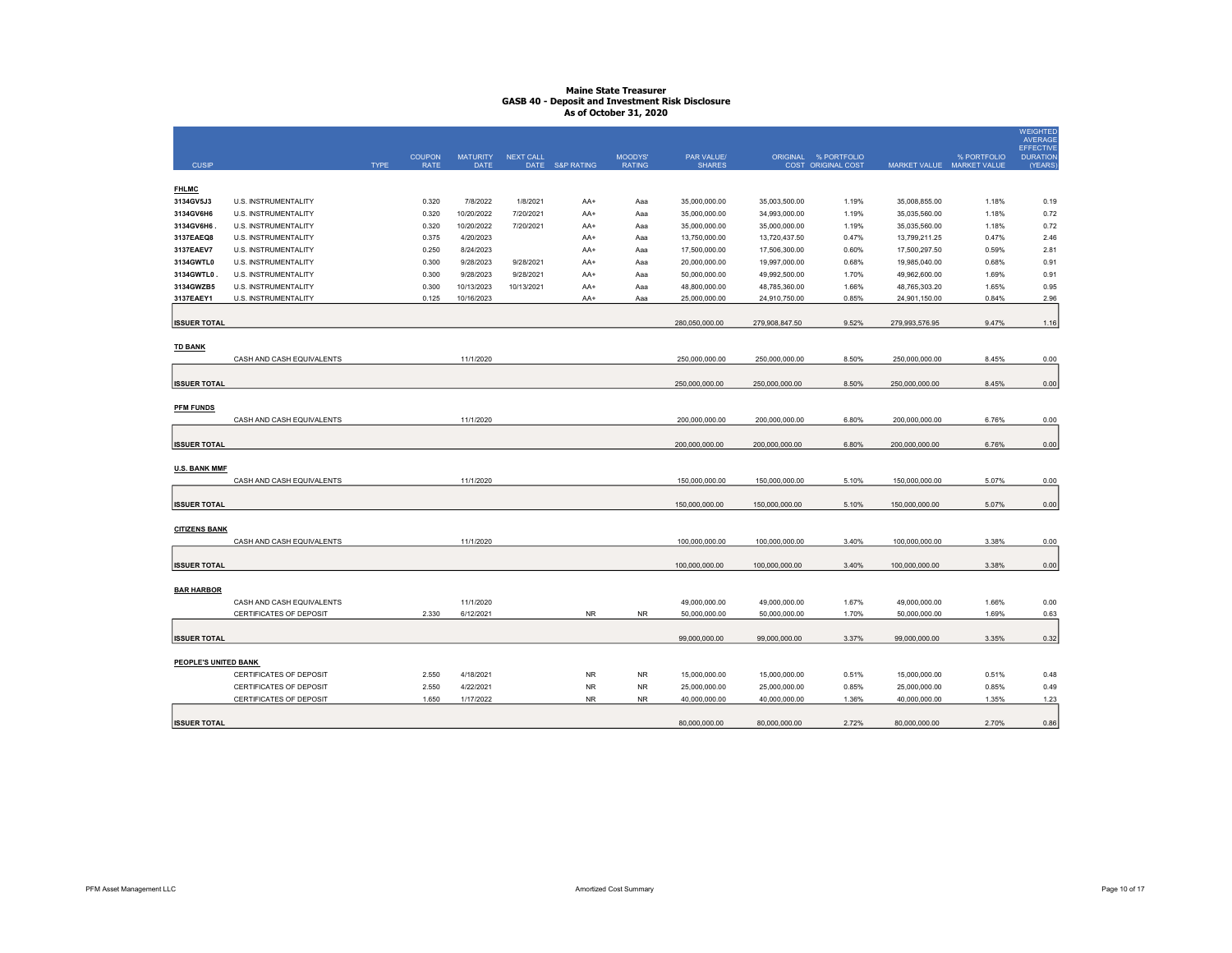# Maine State Treasurer
## GASB 40 - Deposit and Investment Risk Disclosure
### As of October 31, 2020

| CUSIP | | TYPE | COUPON RATE | MATURITY DATE | NEXT CALL DATE | S&P RATING | MOODYS' RATING | PAR VALUE/ SHARES | ORIGINAL COST | % PORTFOLIO ORIGINAL COST | MARKET VALUE | % PORTFOLIO MARKET VALUE | WEIGHTED AVERAGE EFFECTIVE DURATION (YEARS) |
|---|---|---|---|---|---|---|---|---|---|---|---|---|---|
| **FHLMC** | | | | | | | | | | | | | |
| **3134GV5J3** | U.S. INSTRUMENTALITY | | 0.320 | 7/8/2022 | 1/8/2021 | AA+ | Aaa | 35,000,000.00 | 35,003,500.00 | 1.19% | 35,008,855.00 | 1.18% | 0.19 |
| **3134GV6H6** | U.S. INSTRUMENTALITY | | 0.320 | 10/20/2022 | 7/20/2021 | AA+ | Aaa | 35,000,000.00 | 34,993,000.00 | 1.19% | 35,035,560.00 | 1.18% | 0.72 |
| **3134GV6H6 .** | U.S. INSTRUMENTALITY | | 0.320 | 10/20/2022 | 7/20/2021 | AA+ | Aaa | 35,000,000.00 | 35,000,000.00 | 1.19% | 35,035,560.00 | 1.18% | 0.72 |
| **3137EAEQ8** | U.S. INSTRUMENTALITY | | 0.375 | 4/20/2023 | | AA+ | Aaa | 13,750,000.00 | 13,720,437.50 | 0.47% | 13,799,211.25 | 0.47% | 2.46 |
| **3137EAEV7** | U.S. INSTRUMENTALITY | | 0.250 | 8/24/2023 | | AA+ | Aaa | 17,500,000.00 | 17,506,300.00 | 0.60% | 17,500,297.50 | 0.59% | 2.81 |
| **3134GWTL0** | U.S. INSTRUMENTALITY | | 0.300 | 9/28/2023 | 9/28/2021 | AA+ | Aaa | 20,000,000.00 | 19,997,000.00 | 0.68% | 19,985,040.00 | 0.68% | 0.91 |
| **3134GWTL0 .** | U.S. INSTRUMENTALITY | | 0.300 | 9/28/2023 | 9/28/2021 | AA+ | Aaa | 50,000,000.00 | 49,992,500.00 | 1.70% | 49,962,600.00 | 1.69% | 0.91 |
| **3134GWZB5** | U.S. INSTRUMENTALITY | | 0.300 | 10/13/2023 | 10/13/2021 | AA+ | Aaa | 48,800,000.00 | 48,785,360.00 | 1.66% | 48,765,303.20 | 1.65% | 0.95 |
| **3137EAEY1** | U.S. INSTRUMENTALITY | | 0.125 | 10/16/2023 | | AA+ | Aaa | 25,000,000.00 | 24,910,750.00 | 0.85% | 24,901,150.00 | 0.84% | 2.96 |
| **ISSUER TOTAL** | | | | | | | | 280,050,000.00 | 279,908,847.50 | 9.52% | 279,993,576.95 | 9.47% | 1.16 |
| **TD BANK** | | | | | | | | | | | | | |
| | CASH AND CASH EQUIVALENTS | | | 11/1/2020 | | | | 250,000,000.00 | 250,000,000.00 | 8.50% | 250,000,000.00 | 8.45% | 0.00 |
| **ISSUER TOTAL** | | | | | | | | 250,000,000.00 | 250,000,000.00 | 8.50% | 250,000,000.00 | 8.45% | 0.00 |
| **PFM FUNDS** | | | | | | | | | | | | | |
| | CASH AND CASH EQUIVALENTS | | | 11/1/2020 | | | | 200,000,000.00 | 200,000,000.00 | 6.80% | 200,000,000.00 | 6.76% | 0.00 |
| **ISSUER TOTAL** | | | | | | | | 200,000,000.00 | 200,000,000.00 | 6.80% | 200,000,000.00 | 6.76% | 0.00 |
| **U.S. BANK MMF** | | | | | | | | | | | | | |
| | CASH AND CASH EQUIVALENTS | | | 11/1/2020 | | | | 150,000,000.00 | 150,000,000.00 | 5.10% | 150,000,000.00 | 5.07% | 0.00 |
| **ISSUER TOTAL** | | | | | | | | 150,000,000.00 | 150,000,000.00 | 5.10% | 150,000,000.00 | 5.07% | 0.00 |
| **CITIZENS BANK** | | | | | | | | | | | | | |
| | CASH AND CASH EQUIVALENTS | | | 11/1/2020 | | | | 100,000,000.00 | 100,000,000.00 | 3.40% | 100,000,000.00 | 3.38% | 0.00 |
| **ISSUER TOTAL** | | | | | | | | 100,000,000.00 | 100,000,000.00 | 3.40% | 100,000,000.00 | 3.38% | 0.00 |
| **BAR HARBOR** | | | | | | | | | | | | | |
| | CASH AND CASH EQUIVALENTS | | | 11/1/2020 | | | | 49,000,000.00 | 49,000,000.00 | 1.67% | 49,000,000.00 | 1.66% | 0.00 |
| | CERTIFICATES OF DEPOSIT | | 2.330 | 6/12/2021 | | NR | NR | 50,000,000.00 | 50,000,000.00 | 1.70% | 50,000,000.00 | 1.69% | 0.63 |
| **ISSUER TOTAL** | | | | | | | | 99,000,000.00 | 99,000,000.00 | 3.37% | 99,000,000.00 | 3.35% | 0.32 |
| **PEOPLE'S UNITED BANK** | | | | | | | | | | | | | |
| | CERTIFICATES OF DEPOSIT | | 2.550 | 4/18/2021 | | NR | NR | 15,000,000.00 | 15,000,000.00 | 0.51% | 15,000,000.00 | 0.51% | 0.48 |
| | CERTIFICATES OF DEPOSIT | | 2.550 | 4/22/2021 | | NR | NR | 25,000,000.00 | 25,000,000.00 | 0.85% | 25,000,000.00 | 0.85% | 0.49 |
| | CERTIFICATES OF DEPOSIT | | 1.650 | 1/17/2022 | | NR | NR | 40,000,000.00 | 40,000,000.00 | 1.36% | 40,000,000.00 | 1.35% | 1.23 |
| **ISSUER TOTAL** | | | | | | | | 80,000,000.00 | 80,000,000.00 | 2.72% | 80,000,000.00 | 2.70% | 0.86 |

PFM Asset Management LLC

Amortized Cost Summary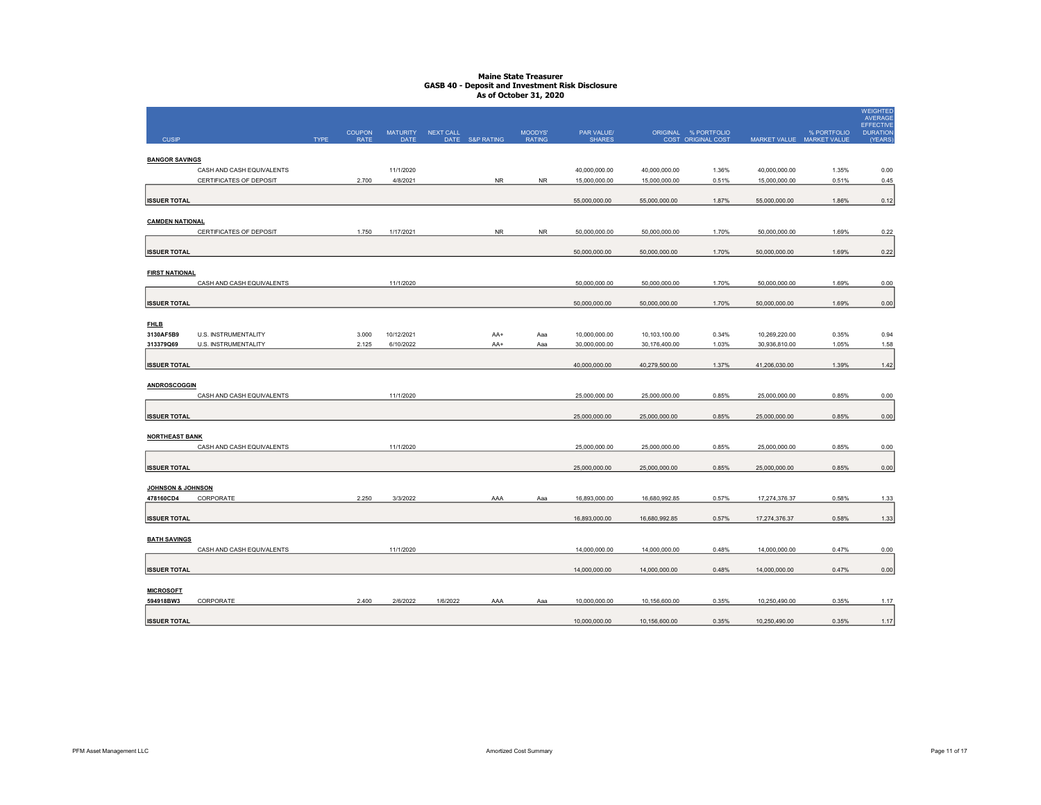# Maine State Treasurer
## GASB 40 - Deposit and Investment Risk Disclosure
### As of October 31, 2020

| CUSIP | | TYPE | COUPON RATE | MATURITY DATE | NEXT CALL DATE | S&P RATING | MOODYS' RATING | PAR VALUE/ SHARES | ORIGINAL COST | % PORTFOLIO ORIGINAL COST | MARKET VALUE | % PORTFOLIO MARKET VALUE | WEIGHTED AVERAGE EFFECTIVE DURATION (YEARS) |
|---|---|---|---|---|---|---|---|---|---|---|---|---|---|
| **BANGOR SAVINGS** | | | | | | | | | | | | | |
| | CASH AND CASH EQUIVALENTS | | | 11/1/2020 | | | | 40,000,000.00 | 40,000,000.00 | 1.36% | 40,000,000.00 | 1.35% | 0.00 |
| | CERTIFICATES OF DEPOSIT | | 2.700 | 4/8/2021 | | NR | NR | 15,000,000.00 | 15,000,000.00 | 0.51% | 15,000,000.00 | 0.51% | 0.45 |
| **ISSUER TOTAL** | | | | | | | | 55,000,000.00 | 55,000,000.00 | 1.87% | 55,000,000.00 | 1.86% | 0.12 |
| **CAMDEN NATIONAL** | | | | | | | | | | | | | |
| | CERTIFICATES OF DEPOSIT | | 1.750 | 1/17/2021 | | NR | NR | 50,000,000.00 | 50,000,000.00 | 1.70% | 50,000,000.00 | 1.69% | 0.22 |
| **ISSUER TOTAL** | | | | | | | | 50,000,000.00 | 50,000,000.00 | 1.70% | 50,000,000.00 | 1.69% | 0.22 |
| **FIRST NATIONAL** | | | | | | | | | | | | | |
| | CASH AND CASH EQUIVALENTS | | | 11/1/2020 | | | | 50,000,000.00 | 50,000,000.00 | 1.70% | 50,000,000.00 | 1.69% | 0.00 |
| **ISSUER TOTAL** | | | | | | | | 50,000,000.00 | 50,000,000.00 | 1.70% | 50,000,000.00 | 1.69% | 0.00 |
| **FHLB** | | | | | | | | | | | | | |
| 3130AF5B9 | U.S. INSTRUMENTALITY | | 3.000 | 10/12/2021 | | AA+ | Aaa | 10,000,000.00 | 10,103,100.00 | 0.34% | 10,269,220.00 | 0.35% | 0.94 |
| 313379Q69 | U.S. INSTRUMENTALITY | | 2.125 | 6/10/2022 | | AA+ | Aaa | 30,000,000.00 | 30,176,400.00 | 1.03% | 30,936,810.00 | 1.05% | 1.58 |
| **ISSUER TOTAL** | | | | | | | | 40,000,000.00 | 40,279,500.00 | 1.37% | 41,206,030.00 | 1.39% | 1.42 |
| **ANDROSCOGGIN** | | | | | | | | | | | | | |
| | CASH AND CASH EQUIVALENTS | | | 11/1/2020 | | | | 25,000,000.00 | 25,000,000.00 | 0.85% | 25,000,000.00 | 0.85% | 0.00 |
| **ISSUER TOTAL** | | | | | | | | 25,000,000.00 | 25,000,000.00 | 0.85% | 25,000,000.00 | 0.85% | 0.00 |
| **NORTHEAST BANK** | | | | | | | | | | | | | |
| | CASH AND CASH EQUIVALENTS | | | 11/1/2020 | | | | 25,000,000.00 | 25,000,000.00 | 0.85% | 25,000,000.00 | 0.85% | 0.00 |
| **ISSUER TOTAL** | | | | | | | | 25,000,000.00 | 25,000,000.00 | 0.85% | 25,000,000.00 | 0.85% | 0.00 |
| **JOHNSON & JOHNSON** | | | | | | | | | | | | | |
| 478160CD4 | CORPORATE | | 2.250 | 3/3/2022 | | AAA | Aaa | 16,893,000.00 | 16,680,992.85 | 0.57% | 17,274,376.37 | 0.58% | 1.33 |
| **ISSUER TOTAL** | | | | | | | | 16,893,000.00 | 16,680,992.85 | 0.57% | 17,274,376.37 | 0.58% | 1.33 |
| **BATH SAVINGS** | | | | | | | | | | | | | |
| | CASH AND CASH EQUIVALENTS | | | 11/1/2020 | | | | 14,000,000.00 | 14,000,000.00 | 0.48% | 14,000,000.00 | 0.47% | 0.00 |
| **ISSUER TOTAL** | | | | | | | | 14,000,000.00 | 14,000,000.00 | 0.48% | 14,000,000.00 | 0.47% | 0.00 |
| **MICROSOFT** | | | | | | | | | | | | | |
| 594918BW3 | CORPORATE | | 2.400 | 2/6/2022 | 1/6/2022 | AAA | Aaa | 10,000,000.00 | 10,156,600.00 | 0.35% | 10,250,490.00 | 0.35% | 1.17 |
| **ISSUER TOTAL** | | | | | | | | 10,000,000.00 | 10,156,600.00 | 0.35% | 10,250,490.00 | 0.35% | 1.17 |

PFM Asset Management LLC

Amortized Cost Summary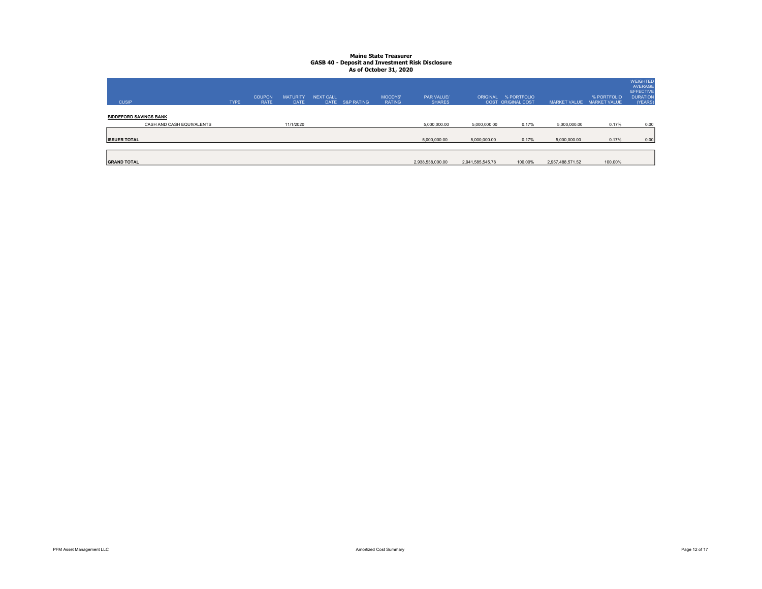# Maine State Treasurer
## GASB 40 - Deposit and Investment Risk Disclosure
### As of October 31, 2020

| CUSIP | TYPE | COUPON RATE | MATURITY DATE | NEXT CALL DATE | S&P RATING | MOODYS' RATING | PAR VALUE/ SHARES | ORIGINAL COST | % PORTFOLIO ORIGINAL COST | MARKET VALUE | % PORTFOLIO MARKET VALUE | WEIGHTED AVERAGE EFFECTIVE DURATION (YEARS) |
|---|---|---|---|---|---|---|---|---|---|---|---|---|
| **BIDDEFORD SAVINGS BANK** | | | | | | | | | | | | |
| CASH AND CASH EQUIVALENTS | | | 11/1/2020 | | | | 5,000,000.00 | 5,000,000.00 | 0.17% | 5,000,000.00 | 0.17% | 0.00 |
| **ISSUER TOTAL** | | | | | | | 5,000,000.00 | 5,000,000.00 | 0.17% | 5,000,000.00 | 0.17% | 0.00 |
| **GRAND TOTAL** | | | | | | | 2,938,538,000.00 | 2,941,585,545.78 | 100.00% | 2,957,488,571.52 | 100.00% | |

PFM Asset Management LLC

Amortized Cost Summary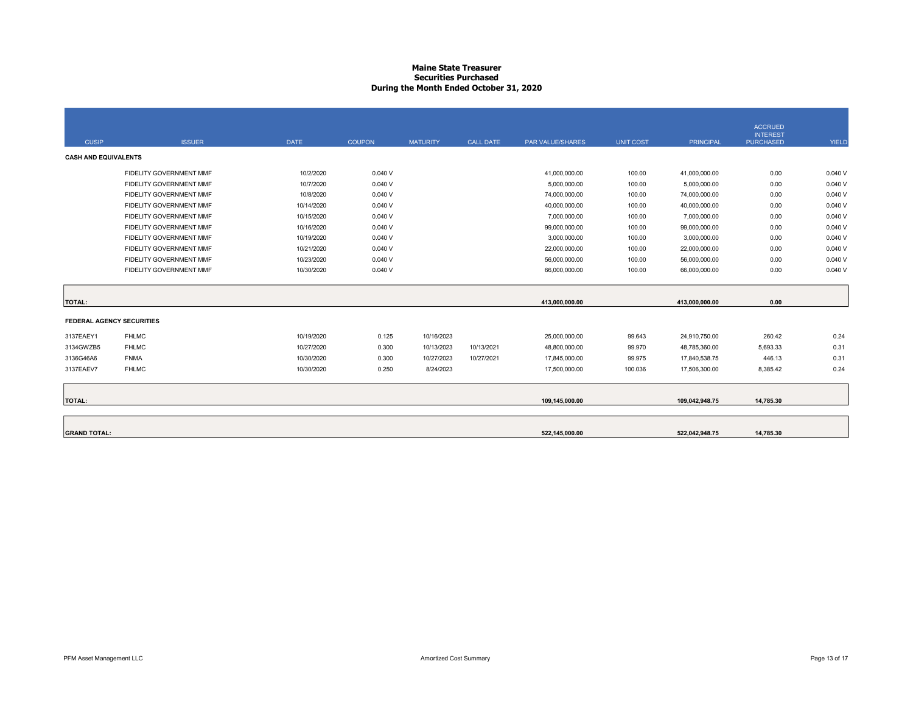# Maine State Treasurer
## Securities Purchased
### During the Month Ended October 31, 2020

| CUSIP | ISSUER | DATE | COUPON | MATURITY | CALL DATE | PAR VALUE/SHARES | UNIT COST | PRINCIPAL | ACCRUED INTEREST PURCHASED | YIELD |
|---|---|---|---|---|---|---|---|---|---|---|
| **CASH AND EQUIVALENTS** | | | | | | | | | | |
| | FIDELITY GOVERNMENT MMF | 10/2/2020 | 0.040 V | | | 41,000,000.00 | 100.00 | 41,000,000.00 | 0.00 | 0.040 V |
| | FIDELITY GOVERNMENT MMF | 10/7/2020 | 0.040 V | | | 5,000,000.00 | 100.00 | 5,000,000.00 | 0.00 | 0.040 V |
| | FIDELITY GOVERNMENT MMF | 10/8/2020 | 0.040 V | | | 74,000,000.00 | 100.00 | 74,000,000.00 | 0.00 | 0.040 V |
| | FIDELITY GOVERNMENT MMF | 10/14/2020 | 0.040 V | | | 40,000,000.00 | 100.00 | 40,000,000.00 | 0.00 | 0.040 V |
| | FIDELITY GOVERNMENT MMF | 10/15/2020 | 0.040 V | | | 7,000,000.00 | 100.00 | 7,000,000.00 | 0.00 | 0.040 V |
| | FIDELITY GOVERNMENT MMF | 10/16/2020 | 0.040 V | | | 99,000,000.00 | 100.00 | 99,000,000.00 | 0.00 | 0.040 V |
| | FIDELITY GOVERNMENT MMF | 10/19/2020 | 0.040 V | | | 3,000,000.00 | 100.00 | 3,000,000.00 | 0.00 | 0.040 V |
| | FIDELITY GOVERNMENT MMF | 10/21/2020 | 0.040 V | | | 22,000,000.00 | 100.00 | 22,000,000.00 | 0.00 | 0.040 V |
| | FIDELITY GOVERNMENT MMF | 10/23/2020 | 0.040 V | | | 56,000,000.00 | 100.00 | 56,000,000.00 | 0.00 | 0.040 V |
| | FIDELITY GOVERNMENT MMF | 10/30/2020 | 0.040 V | | | 66,000,000.00 | 100.00 | 66,000,000.00 | 0.00 | 0.040 V |
| **TOTAL:** | | | | | | **413,000,000.00** | | **413,000,000.00** | **0.00** | |
| **FEDERAL AGENCY SECURITIES** | | | | | | | | | | |
| 3137EAEY1 | FHLMC | 10/19/2020 | 0.125 | 10/16/2023 | | 25,000,000.00 | 99.643 | 24,910,750.00 | 260.42 | 0.24 |
| 3134GWZB5 | FHLMC | 10/27/2020 | 0.300 | 10/13/2023 | 10/13/2021 | 48,800,000.00 | 99.970 | 48,785,360.00 | 5,693.33 | 0.31 |
| 3136G46A6 | FNMA | 10/30/2020 | 0.300 | 10/27/2023 | 10/27/2021 | 17,845,000.00 | 99.975 | 17,840,538.75 | 446.13 | 0.31 |
| 3137EAEV7 | FHLMC | 10/30/2020 | 0.250 | 8/24/2023 | | 17,500,000.00 | 100.036 | 17,506,300.00 | 8,385.42 | 0.24 |
| **TOTAL:** | | | | | | **109,145,000.00** | | **109,042,948.75** | **14,785.30** | |
| **GRAND TOTAL:** | | | | | | **522,145,000.00** | | **522,042,948.75** | **14,785.30** | |

PFM Asset Management LLC — Amortized Cost Summary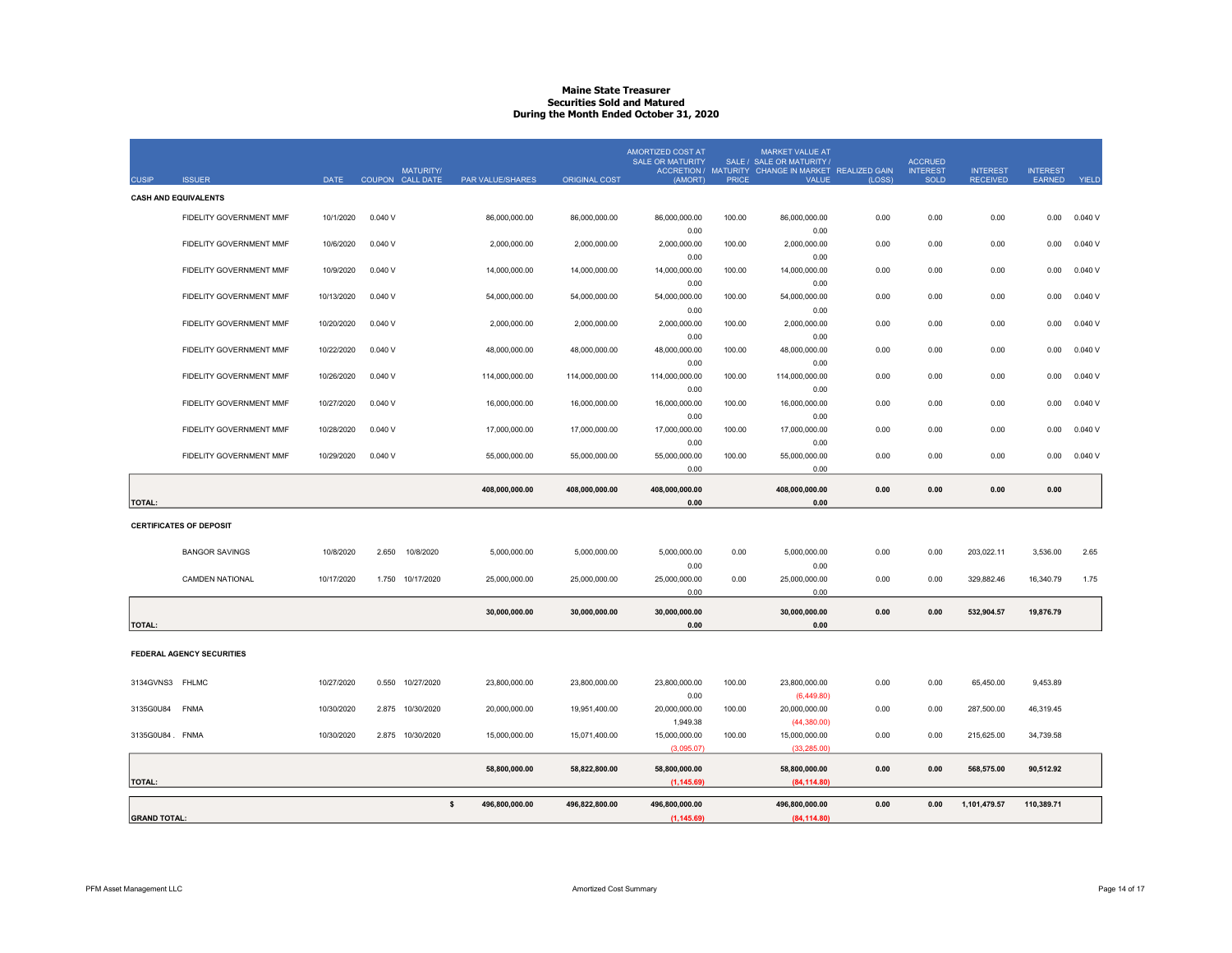# Maine State Treasurer
## Securities Sold and Matured
### During the Month Ended October 31, 2020

| CUSIP | ISSUER | DATE | COUPON | MATURITY/ CALL DATE | PAR VALUE/SHARES | ORIGINAL COST | AMORTIZED COST AT SALE OR MATURITY ACCRETION / (AMORT) | SALE / MATURITY PRICE | MARKET VALUE AT SALE OR MATURITY / CHANGE IN MARKET VALUE | REALIZED GAIN (LOSS) | ACCRUED INTEREST SOLD | INTEREST RECEIVED | INTEREST EARNED | YIELD |
|---|---|---|---|---|---|---|---|---|---|---|---|---|---|---|
| **CASH AND EQUIVALENTS** | | | | | | | | | | | | | | |
| | FIDELITY GOVERNMENT MMF | 10/1/2020 | 0.040 V | | 86,000,000.00 | 86,000,000.00 | 86,000,000.00<br>0.00 | 100.00 | 86,000,000.00<br>0.00 | 0.00 | 0.00 | 0.00 | 0.00 | 0.040 V |
| | FIDELITY GOVERNMENT MMF | 10/6/2020 | 0.040 V | | 2,000,000.00 | 2,000,000.00 | 2,000,000.00<br>0.00 | 100.00 | 2,000,000.00<br>0.00 | 0.00 | 0.00 | 0.00 | 0.00 | 0.040 V |
| | FIDELITY GOVERNMENT MMF | 10/9/2020 | 0.040 V | | 14,000,000.00 | 14,000,000.00 | 14,000,000.00<br>0.00 | 100.00 | 14,000,000.00<br>0.00 | 0.00 | 0.00 | 0.00 | 0.00 | 0.040 V |
| | FIDELITY GOVERNMENT MMF | 10/13/2020 | 0.040 V | | 54,000,000.00 | 54,000,000.00 | 54,000,000.00<br>0.00 | 100.00 | 54,000,000.00<br>0.00 | 0.00 | 0.00 | 0.00 | 0.00 | 0.040 V |
| | FIDELITY GOVERNMENT MMF | 10/20/2020 | 0.040 V | | 2,000,000.00 | 2,000,000.00 | 2,000,000.00<br>0.00 | 100.00 | 2,000,000.00<br>0.00 | 0.00 | 0.00 | 0.00 | 0.00 | 0.040 V |
| | FIDELITY GOVERNMENT MMF | 10/22/2020 | 0.040 V | | 48,000,000.00 | 48,000,000.00 | 48,000,000.00<br>0.00 | 100.00 | 48,000,000.00<br>0.00 | 0.00 | 0.00 | 0.00 | 0.00 | 0.040 V |
| | FIDELITY GOVERNMENT MMF | 10/26/2020 | 0.040 V | | 114,000,000.00 | 114,000,000.00 | 114,000,000.00<br>0.00 | 100.00 | 114,000,000.00<br>0.00 | 0.00 | 0.00 | 0.00 | 0.00 | 0.040 V |
| | FIDELITY GOVERNMENT MMF | 10/27/2020 | 0.040 V | | 16,000,000.00 | 16,000,000.00 | 16,000,000.00<br>0.00 | 100.00 | 16,000,000.00<br>0.00 | 0.00 | 0.00 | 0.00 | 0.00 | 0.040 V |
| | FIDELITY GOVERNMENT MMF | 10/28/2020 | 0.040 V | | 17,000,000.00 | 17,000,000.00 | 17,000,000.00<br>0.00 | 100.00 | 17,000,000.00<br>0.00 | 0.00 | 0.00 | 0.00 | 0.00 | 0.040 V |
| | FIDELITY GOVERNMENT MMF | 10/29/2020 | 0.040 V | | 55,000,000.00 | 55,000,000.00 | 55,000,000.00<br>0.00 | 100.00 | 55,000,000.00<br>0.00 | 0.00 | 0.00 | 0.00 | 0.00 | 0.040 V |
| **TOTAL:** | | | | | **408,000,000.00** | **408,000,000.00** | **408,000,000.00**<br>**0.00** | | **408,000,000.00**<br>**0.00** | **0.00** | **0.00** | **0.00** | **0.00** | |
| **CERTIFICATES OF DEPOSIT** | | | | | | | | | | | | | | |
| | BANGOR SAVINGS | 10/8/2020 | 2.650 | 10/8/2020 | 5,000,000.00 | 5,000,000.00 | 5,000,000.00<br>0.00 | 0.00 | 5,000,000.00<br>0.00 | 0.00 | 0.00 | 203,022.11 | 3,536.00 | 2.65 |
| | CAMDEN NATIONAL | 10/17/2020 | 1.750 | 10/17/2020 | 25,000,000.00 | 25,000,000.00 | 25,000,000.00<br>0.00 | 0.00 | 25,000,000.00<br>0.00 | 0.00 | 0.00 | 329,882.46 | 16,340.79 | 1.75 |
| **TOTAL:** | | | | | **30,000,000.00** | **30,000,000.00** | **30,000,000.00**<br>**0.00** | | **30,000,000.00**<br>**0.00** | **0.00** | **0.00** | **532,904.57** | **19,876.79** | |
| **FEDERAL AGENCY SECURITIES** | | | | | | | | | | | | | | |
| 3134GVNS3 | FHLMC | 10/27/2020 | 0.550 | 10/27/2020 | 23,800,000.00 | 23,800,000.00 | 23,800,000.00<br>0.00 | 100.00 | 23,800,000.00<br>(6,449.80) | 0.00 | 0.00 | 65,450.00 | 9,453.89 | |
| 3135G0U84 | FNMA | 10/30/2020 | 2.875 | 10/30/2020 | 20,000,000.00 | 19,951,400.00 | 20,000,000.00<br>1,949.38 | 100.00 | 20,000,000.00<br>(44,380.00) | 0.00 | 0.00 | 287,500.00 | 46,319.45 | |
| 3135G0U84 . | FNMA | 10/30/2020 | 2.875 | 10/30/2020 | 15,000,000.00 | 15,071,400.00 | 15,000,000.00<br>(3,095.07) | 100.00 | 15,000,000.00<br>(33,285.00) | 0.00 | 0.00 | 215,625.00 | 34,739.58 | |
| **TOTAL:** | | | | | **58,800,000.00** | **58,822,800.00** | **58,800,000.00**<br>**(1,145.69)** | | **58,800,000.00**<br>**(84,114.80)** | **0.00** | **0.00** | **568,575.00** | **90,512.92** | |
| **GRAND TOTAL:** | | | | | **$ 496,800,000.00** | **496,822,800.00** | **496,800,000.00**<br>**(1,145.69)** | | **496,800,000.00**<br>**(84,114.80)** | **0.00** | **0.00** | **1,101,479.57** | **110,389.71** | |

PFM Asset Management LLC — Amortized Cost Summary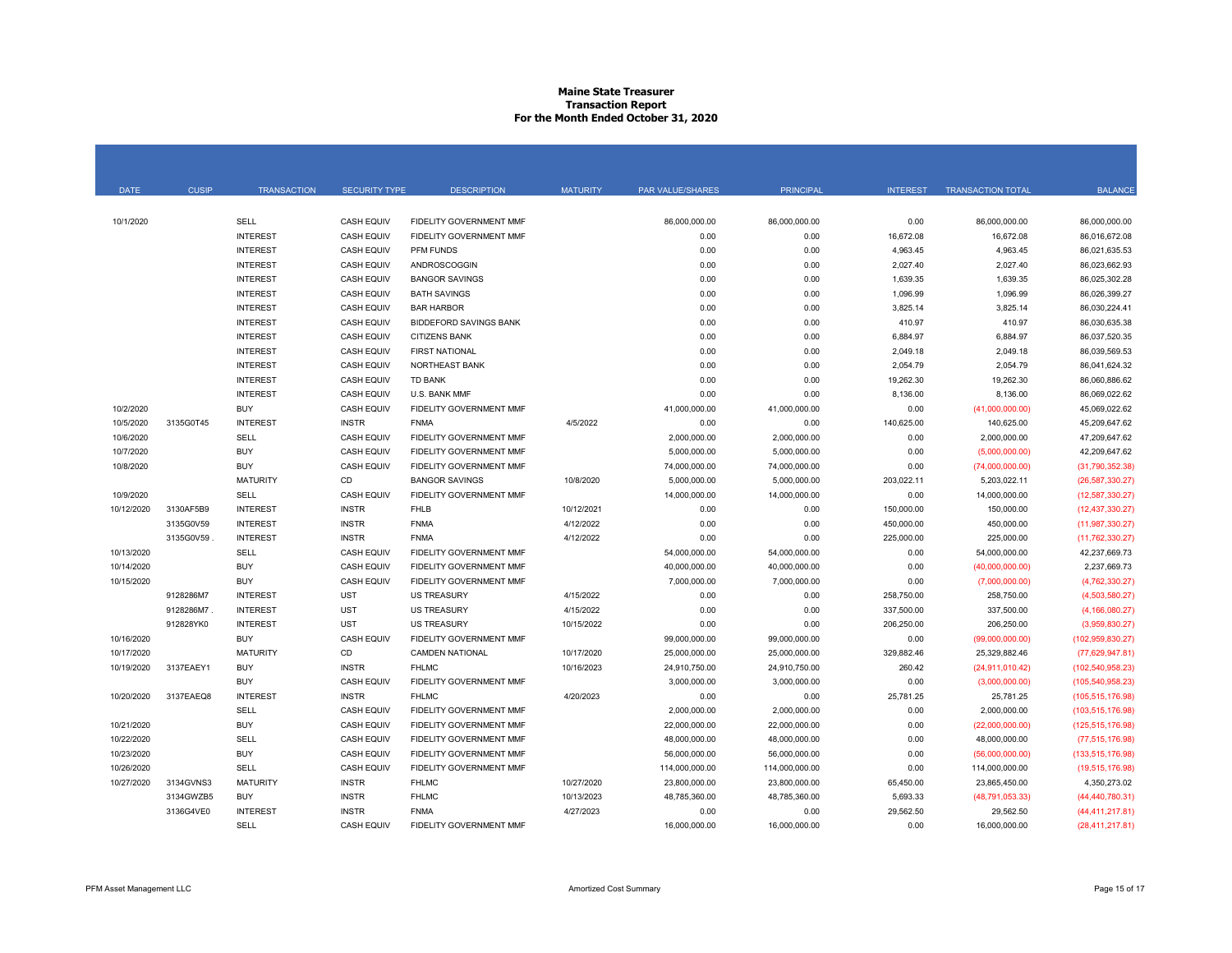# Maine State Treasurer
## Transaction Report
### For the Month Ended October 31, 2020

| DATE | CUSIP | TRANSACTION | SECURITY TYPE | DESCRIPTION | MATURITY | PAR VALUE/SHARES | PRINCIPAL | INTEREST | TRANSACTION TOTAL | BALANCE |
|---|---|---|---|---|---|---|---|---|---|---|
| 10/1/2020 | | SELL | CASH EQUIV | FIDELITY GOVERNMENT MMF | | 86,000,000.00 | 86,000,000.00 | 0.00 | 86,000,000.00 | 86,000,000.00 |
| | | INTEREST | CASH EQUIV | FIDELITY GOVERNMENT MMF | | 0.00 | 0.00 | 16,672.08 | 16,672.08 | 86,016,672.08 |
| | | INTEREST | CASH EQUIV | PFM FUNDS | | 0.00 | 0.00 | 4,963.45 | 4,963.45 | 86,021,635.53 |
| | | INTEREST | CASH EQUIV | ANDROSCOGGIN | | 0.00 | 0.00 | 2,027.40 | 2,027.40 | 86,023,662.93 |
| | | INTEREST | CASH EQUIV | BANGOR SAVINGS | | 0.00 | 0.00 | 1,639.35 | 1,639.35 | 86,025,302.28 |
| | | INTEREST | CASH EQUIV | BATH SAVINGS | | 0.00 | 0.00 | 1,096.99 | 1,096.99 | 86,026,399.27 |
| | | INTEREST | CASH EQUIV | BAR HARBOR | | 0.00 | 0.00 | 3,825.14 | 3,825.14 | 86,030,224.41 |
| | | INTEREST | CASH EQUIV | BIDDEFORD SAVINGS BANK | | 0.00 | 0.00 | 410.97 | 410.97 | 86,030,635.38 |
| | | INTEREST | CASH EQUIV | CITIZENS BANK | | 0.00 | 0.00 | 6,884.97 | 6,884.97 | 86,037,520.35 |
| | | INTEREST | CASH EQUIV | FIRST NATIONAL | | 0.00 | 0.00 | 2,049.18 | 2,049.18 | 86,039,569.53 |
| | | INTEREST | CASH EQUIV | NORTHEAST BANK | | 0.00 | 0.00 | 2,054.79 | 2,054.79 | 86,041,624.32 |
| | | INTEREST | CASH EQUIV | TD BANK | | 0.00 | 0.00 | 19,262.30 | 19,262.30 | 86,060,886.62 |
| | | INTEREST | CASH EQUIV | U.S. BANK MMF | | 0.00 | 0.00 | 8,136.00 | 8,136.00 | 86,069,022.62 |
| 10/2/2020 | | BUY | CASH EQUIV | FIDELITY GOVERNMENT MMF | | 41,000,000.00 | 41,000,000.00 | 0.00 | (41,000,000.00) | 45,069,022.62 |
| 10/5/2020 | 3135G0T45 | INTEREST | INSTR | FNMA | 4/5/2022 | 0.00 | 0.00 | 140,625.00 | 140,625.00 | 45,209,647.62 |
| 10/6/2020 | | SELL | CASH EQUIV | FIDELITY GOVERNMENT MMF | | 2,000,000.00 | 2,000,000.00 | 0.00 | 2,000,000.00 | 47,209,647.62 |
| 10/7/2020 | | BUY | CASH EQUIV | FIDELITY GOVERNMENT MMF | | 5,000,000.00 | 5,000,000.00 | 0.00 | (5,000,000.00) | 42,209,647.62 |
| 10/8/2020 | | BUY | CASH EQUIV | FIDELITY GOVERNMENT MMF | | 74,000,000.00 | 74,000,000.00 | 0.00 | (74,000,000.00) | (31,790,352.38) |
| | | MATURITY | CD | BANGOR SAVINGS | 10/8/2020 | 5,000,000.00 | 5,000,000.00 | 203,022.11 | 5,203,022.11 | (26,587,330.27) |
| 10/9/2020 | | SELL | CASH EQUIV | FIDELITY GOVERNMENT MMF | | 14,000,000.00 | 14,000,000.00 | 0.00 | 14,000,000.00 | (12,587,330.27) |
| 10/12/2020 | 3130AF5B9 | INTEREST | INSTR | FHLB | 10/12/2021 | 0.00 | 0.00 | 150,000.00 | 150,000.00 | (12,437,330.27) |
| | 3135G0V59 | INTEREST | INSTR | FNMA | 4/12/2022 | 0.00 | 0.00 | 450,000.00 | 450,000.00 | (11,987,330.27) |
| | 3135G0V59 . | INTEREST | INSTR | FNMA | 4/12/2022 | 0.00 | 0.00 | 225,000.00 | 225,000.00 | (11,762,330.27) |
| 10/13/2020 | | SELL | CASH EQUIV | FIDELITY GOVERNMENT MMF | | 54,000,000.00 | 54,000,000.00 | 0.00 | 54,000,000.00 | 42,237,669.73 |
| 10/14/2020 | | BUY | CASH EQUIV | FIDELITY GOVERNMENT MMF | | 40,000,000.00 | 40,000,000.00 | 0.00 | (40,000,000.00) | 2,237,669.73 |
| 10/15/2020 | | BUY | CASH EQUIV | FIDELITY GOVERNMENT MMF | | 7,000,000.00 | 7,000,000.00 | 0.00 | (7,000,000.00) | (4,762,330.27) |
| | 9128286M7 | INTEREST | UST | US TREASURY | 4/15/2022 | 0.00 | 0.00 | 258,750.00 | 258,750.00 | (4,503,580.27) |
| | 9128286M7 . | INTEREST | UST | US TREASURY | 4/15/2022 | 0.00 | 0.00 | 337,500.00 | 337,500.00 | (4,166,080.27) |
| | 912828YK0 | INTEREST | UST | US TREASURY | 10/15/2022 | 0.00 | 0.00 | 206,250.00 | 206,250.00 | (3,959,830.27) |
| 10/16/2020 | | BUY | CASH EQUIV | FIDELITY GOVERNMENT MMF | | 99,000,000.00 | 99,000,000.00 | 0.00 | (99,000,000.00) | (102,959,830.27) |
| 10/17/2020 | | MATURITY | CD | CAMDEN NATIONAL | 10/17/2020 | 25,000,000.00 | 25,000,000.00 | 329,882.46 | 25,329,882.46 | (77,629,947.81) |
| 10/19/2020 | 3137EAEY1 | BUY | INSTR | FHLMC | 10/16/2023 | 24,910,750.00 | 24,910,750.00 | 260.42 | (24,911,010.42) | (102,540,958.23) |
| | | BUY | CASH EQUIV | FIDELITY GOVERNMENT MMF | | 3,000,000.00 | 3,000,000.00 | 0.00 | (3,000,000.00) | (105,540,958.23) |
| 10/20/2020 | 3137EAEQ8 | INTEREST | INSTR | FHLMC | 4/20/2023 | 0.00 | 0.00 | 25,781.25 | 25,781.25 | (105,515,176.98) |
| | | SELL | CASH EQUIV | FIDELITY GOVERNMENT MMF | | 2,000,000.00 | 2,000,000.00 | 0.00 | 2,000,000.00 | (103,515,176.98) |
| 10/21/2020 | | BUY | CASH EQUIV | FIDELITY GOVERNMENT MMF | | 22,000,000.00 | 22,000,000.00 | 0.00 | (22,000,000.00) | (125,515,176.98) |
| 10/22/2020 | | SELL | CASH EQUIV | FIDELITY GOVERNMENT MMF | | 48,000,000.00 | 48,000,000.00 | 0.00 | 48,000,000.00 | (77,515,176.98) |
| 10/23/2020 | | BUY | CASH EQUIV | FIDELITY GOVERNMENT MMF | | 56,000,000.00 | 56,000,000.00 | 0.00 | (56,000,000.00) | (133,515,176.98) |
| 10/26/2020 | | SELL | CASH EQUIV | FIDELITY GOVERNMENT MMF | | 114,000,000.00 | 114,000,000.00 | 0.00 | 114,000,000.00 | (19,515,176.98) |
| 10/27/2020 | 3134GVNS3 | MATURITY | INSTR | FHLMC | 10/27/2020 | 23,800,000.00 | 23,800,000.00 | 65,450.00 | 23,865,450.00 | 4,350,273.02 |
| | 3134GWZB5 | BUY | INSTR | FHLMC | 10/13/2023 | 48,785,360.00 | 48,785,360.00 | 5,693.33 | (48,791,053.33) | (44,440,780.31) |
| | 3136G4VE0 | INTEREST | INSTR | FNMA | 4/27/2023 | 0.00 | 0.00 | 29,562.50 | 29,562.50 | (44,411,217.81) |
| | | SELL | CASH EQUIV | FIDELITY GOVERNMENT MMF | | 16,000,000.00 | 16,000,000.00 | 0.00 | 16,000,000.00 | (28,411,217.81) |

PFM Asset Management LLC — Amortized Cost Summary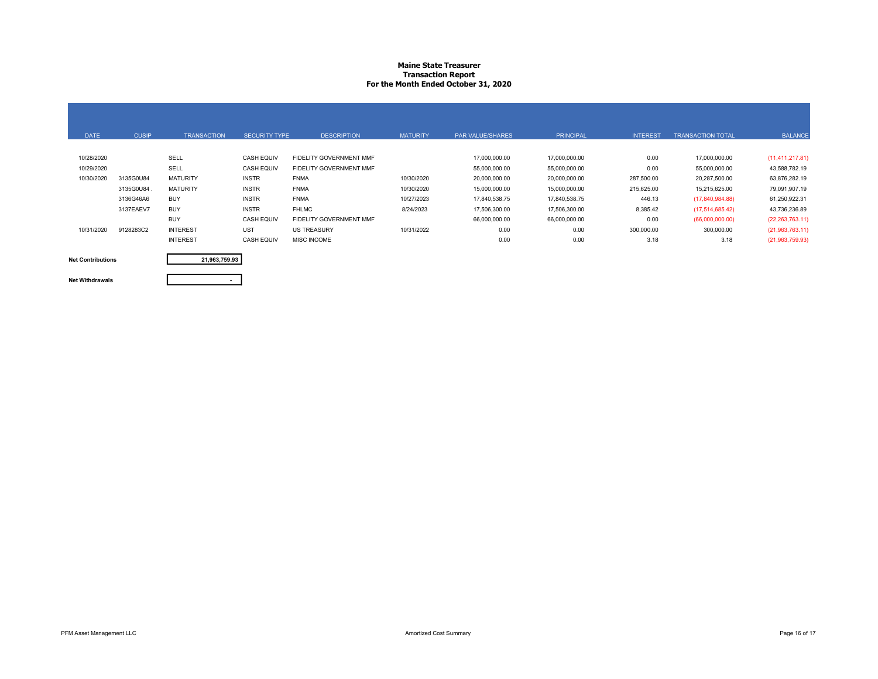# Maine State Treasurer
## Transaction Report
### For the Month Ended October 31, 2020

| DATE | CUSIP | TRANSACTION | SECURITY TYPE | DESCRIPTION | MATURITY | PAR VALUE/SHARES | PRINCIPAL | INTEREST | TRANSACTION TOTAL | BALANCE |
|---|---|---|---|---|---|---|---|---|---|---|
| 10/28/2020 | | SELL | CASH EQUIV | FIDELITY GOVERNMENT MMF | | 17,000,000.00 | 17,000,000.00 | 0.00 | 17,000,000.00 | (11,411,217.81) |
| 10/29/2020 | | SELL | CASH EQUIV | FIDELITY GOVERNMENT MMF | | 55,000,000.00 | 55,000,000.00 | 0.00 | 55,000,000.00 | 43,588,782.19 |
| 10/30/2020 | 3135G0U84 | MATURITY | INSTR | FNMA | 10/30/2020 | 20,000,000.00 | 20,000,000.00 | 287,500.00 | 20,287,500.00 | 63,876,282.19 |
| | 3135G0U84 . | MATURITY | INSTR | FNMA | 10/30/2020 | 15,000,000.00 | 15,000,000.00 | 215,625.00 | 15,215,625.00 | 79,091,907.19 |
| | 3136G46A6 | BUY | INSTR | FNMA | 10/27/2023 | 17,840,538.75 | 17,840,538.75 | 446.13 | (17,840,984.88) | 61,250,922.31 |
| | 3137EAEV7 | BUY | INSTR | FHLMC | 8/24/2023 | 17,506,300.00 | 17,506,300.00 | 8,385.42 | (17,514,685.42) | 43,736,236.89 |
| | | BUY | CASH EQUIV | FIDELITY GOVERNMENT MMF | | 66,000,000.00 | 66,000,000.00 | 0.00 | (66,000,000.00) | (22,263,763.11) |
| 10/31/2020 | 9128283C2 | INTEREST | UST | US TREASURY | 10/31/2022 | 0.00 | 0.00 | 300,000.00 | 300,000.00 | (21,963,763.11) |
| | | INTEREST | CASH EQUIV | MISC INCOME | | 0.00 | 0.00 | 3.18 | 3.18 | (21,963,759.93) |

| | |
|---|---|
| **Net Contributions** | 21,963,759.93 |
| **Net Withdrawals** | - |

PFM Asset Management LLC — Amortized Cost Summary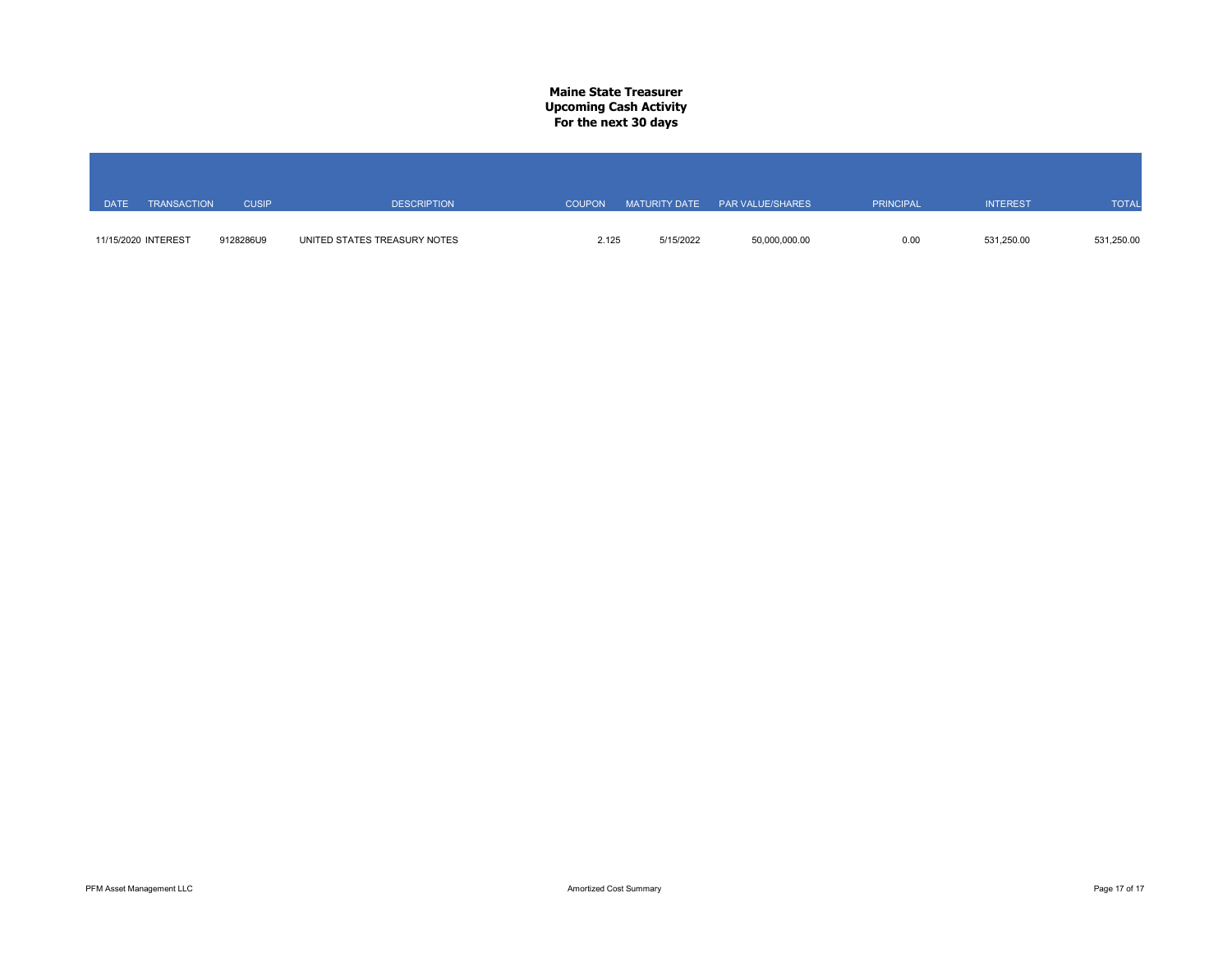**Maine State Treasurer**
**Upcoming Cash Activity**
**For the next 30 days**

| DATE | TRANSACTION | CUSIP | DESCRIPTION | COUPON | MATURITY DATE | PAR VALUE/SHARES | PRINCIPAL | INTEREST | TOTAL |
|---|---|---|---|---|---|---|---|---|---|
| 11/15/2020 | INTEREST | 9128286U9 | UNITED STATES TREASURY NOTES | 2.125 | 5/15/2022 | 50,000,000.00 | 0.00 | 531,250.00 | 531,250.00 |

PFM Asset Management LLC

Amortized Cost Summary